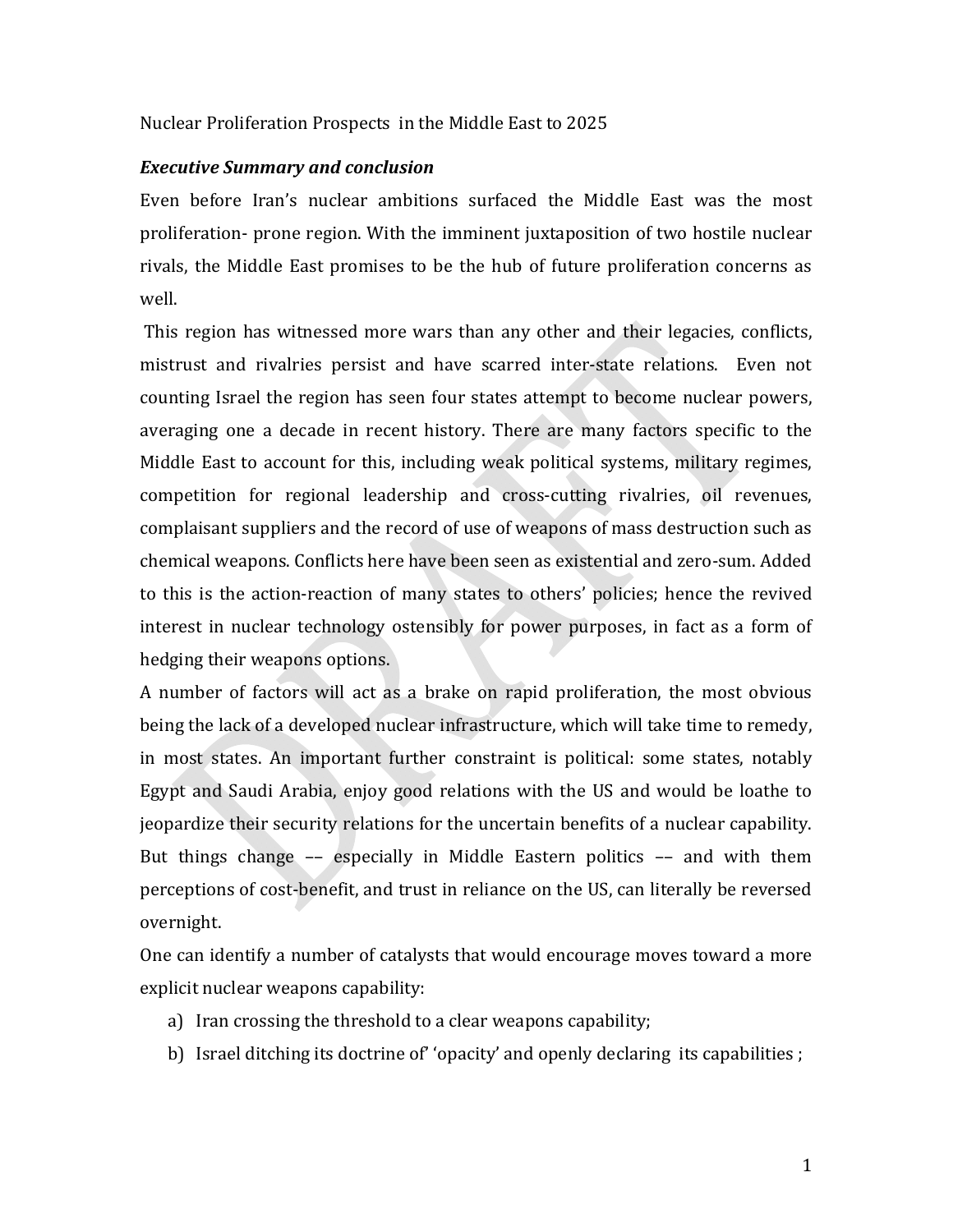Nuclear Proliferation Prospects in the Middle East to 2025

***Executive Summary and conclusion***

Even before Iran's nuclear ambitions surfaced the Middle East was the most proliferation- prone region. With the imminent juxtaposition of two hostile nuclear rivals, the Middle East promises to be the hub of future proliferation concerns as well.

This region has witnessed more wars than any other and their legacies, conflicts, mistrust and rivalries persist and have scarred inter-state relations. Even not counting Israel the region has seen four states attempt to become nuclear powers, averaging one a decade in recent history. There are many factors specific to the Middle East to account for this, including weak political systems, military regimes, competition for regional leadership and cross-cutting rivalries, oil revenues, complaisant suppliers and the record of use of weapons of mass destruction such as chemical weapons. Conflicts here have been seen as existential and zero-sum. Added to this is the action-reaction of many states to others' policies; hence the revived interest in nuclear technology ostensibly for power purposes, in fact as a form of hedging their weapons options.

A number of factors will act as a brake on rapid proliferation, the most obvious being the lack of a developed nuclear infrastructure, which will take time to remedy, in most states. An important further constraint is political: some states, notably Egypt and Saudi Arabia, enjoy good relations with the US and would be loathe to jeopardize their security relations for the uncertain benefits of a nuclear capability. But things change –– especially in Middle Eastern politics –– and with them perceptions of cost-benefit, and trust in reliance on the US, can literally be reversed overnight.

One can identify a number of catalysts that would encourage moves toward a more explicit nuclear weapons capability:

a) Iran crossing the threshold to a clear weapons capability;
b) Israel ditching its doctrine of' 'opacity' and openly declaring its capabilities ;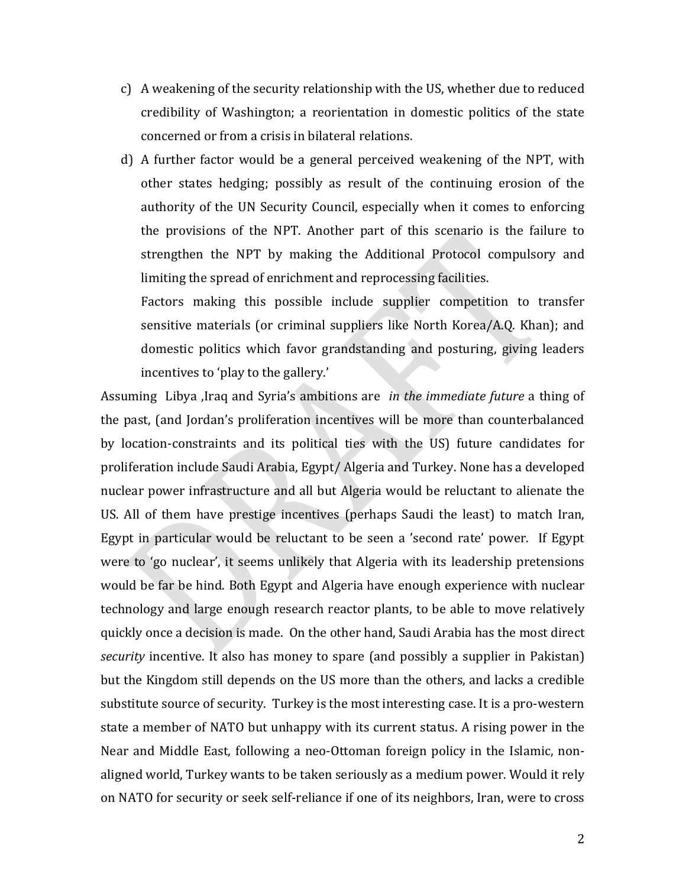c) A weakening of the security relationship with the US, whether due to reduced credibility of Washington; a reorientation in domestic politics of the state concerned or from a crisis in bilateral relations.

d) A further factor would be a general perceived weakening of the NPT, with other states hedging; possibly as result of the continuing erosion of the authority of the UN Security Council, especially when it comes to enforcing the provisions of the NPT. Another part of this scenario is the failure to strengthen the NPT by making the Additional Protocol compulsory and limiting the spread of enrichment and reprocessing facilities.

   Factors making this possible include supplier competition to transfer sensitive materials (or criminal suppliers like North Korea/A.Q. Khan); and domestic politics which favor grandstanding and posturing, giving leaders incentives to 'play to the gallery.'

Assuming Libya ,Iraq and Syria's ambitions are *in the immediate future* a thing of the past, (and Jordan's proliferation incentives will be more than counterbalanced by location-constraints and its political ties with the US) future candidates for proliferation include Saudi Arabia, Egypt/ Algeria and Turkey. None has a developed nuclear power infrastructure and all but Algeria would be reluctant to alienate the US. All of them have prestige incentives (perhaps Saudi the least) to match Iran, Egypt in particular would be reluctant to be seen a 'second rate' power. If Egypt were to 'go nuclear', it seems unlikely that Algeria with its leadership pretensions would be far be hind. Both Egypt and Algeria have enough experience with nuclear technology and large enough research reactor plants, to be able to move relatively quickly once a decision is made. On the other hand, Saudi Arabia has the most direct *security* incentive. It also has money to spare (and possibly a supplier in Pakistan) but the Kingdom still depends on the US more than the others, and lacks a credible substitute source of security. Turkey is the most interesting case. It is a pro-western state a member of NATO but unhappy with its current status. A rising power in the Near and Middle East, following a neo-Ottoman foreign policy in the Islamic, non-aligned world, Turkey wants to be taken seriously as a medium power. Would it rely on NATO for security or seek self-reliance if one of its neighbors, Iran, were to cross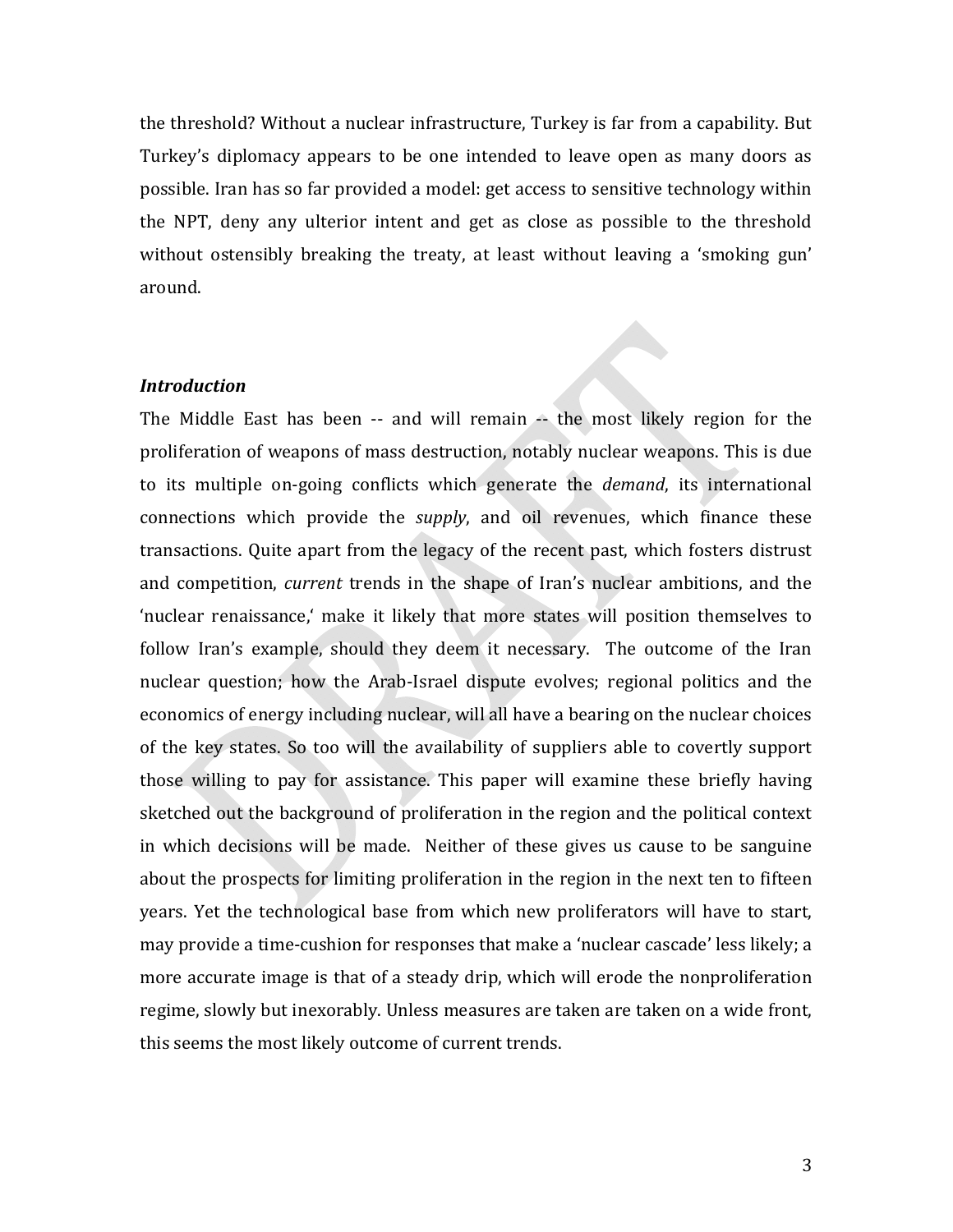the threshold? Without a nuclear infrastructure, Turkey is far from a capability. But Turkey's diplomacy appears to be one intended to leave open as many doors as possible. Iran has so far provided a model: get access to sensitive technology within the NPT, deny any ulterior intent and get as close as possible to the threshold without ostensibly breaking the treaty, at least without leaving a 'smoking gun' around.

### *Introduction*

The Middle East has been -- and will remain -- the most likely region for the proliferation of weapons of mass destruction, notably nuclear weapons. This is due to its multiple on-going conflicts which generate the *demand*, its international connections which provide the *supply*, and oil revenues, which finance these transactions. Quite apart from the legacy of the recent past, which fosters distrust and competition, *current* trends in the shape of Iran's nuclear ambitions, and the 'nuclear renaissance,' make it likely that more states will position themselves to follow Iran's example, should they deem it necessary. The outcome of the Iran nuclear question; how the Arab-Israel dispute evolves; regional politics and the economics of energy including nuclear, will all have a bearing on the nuclear choices of the key states. So too will the availability of suppliers able to covertly support those willing to pay for assistance. This paper will examine these briefly having sketched out the background of proliferation in the region and the political context in which decisions will be made. Neither of these gives us cause to be sanguine about the prospects for limiting proliferation in the region in the next ten to fifteen years. Yet the technological base from which new proliferators will have to start, may provide a time-cushion for responses that make a 'nuclear cascade' less likely; a more accurate image is that of a steady drip, which will erode the nonproliferation regime, slowly but inexorably. Unless measures are taken are taken on a wide front, this seems the most likely outcome of current trends.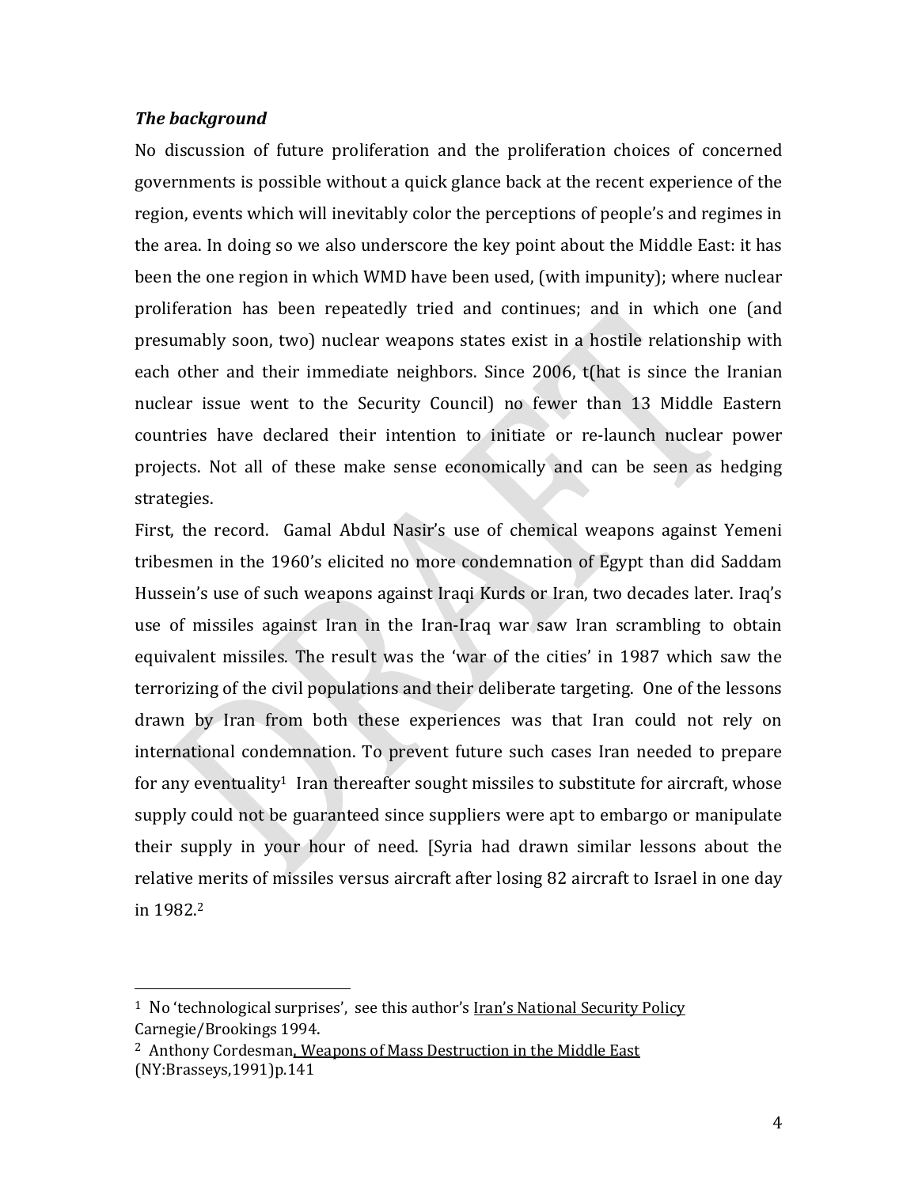***The background***

No discussion of future proliferation and the proliferation choices of concerned governments is possible without a quick glance back at the recent experience of the region, events which will inevitably color the perceptions of people's and regimes in the area. In doing so we also underscore the key point about the Middle East: it has been the one region in which WMD have been used, (with impunity); where nuclear proliferation has been repeatedly tried and continues; and in which one (and presumably soon, two) nuclear weapons states exist in a hostile relationship with each other and their immediate neighbors. Since 2006, t(hat is since the Iranian nuclear issue went to the Security Council) no fewer than 13 Middle Eastern countries have declared their intention to initiate or re-launch nuclear power projects. Not all of these make sense economically and can be seen as hedging strategies.

First, the record. Gamal Abdul Nasir's use of chemical weapons against Yemeni tribesmen in the 1960's elicited no more condemnation of Egypt than did Saddam Hussein's use of such weapons against Iraqi Kurds or Iran, two decades later. Iraq's use of missiles against Iran in the Iran-Iraq war saw Iran scrambling to obtain equivalent missiles. The result was the 'war of the cities' in 1987 which saw the terrorizing of the civil populations and their deliberate targeting. One of the lessons drawn by Iran from both these experiences was that Iran could not rely on international condemnation. To prevent future such cases Iran needed to prepare for any eventuality[1] Iran thereafter sought missiles to substitute for aircraft, whose supply could not be guaranteed since suppliers were apt to embargo or manipulate their supply in your hour of need. [Syria had drawn similar lessons about the relative merits of missiles versus aircraft after losing 82 aircraft to Israel in one day in 1982.[2]

---

[1] No 'technological surprises', see this author's Iran's National Security Policy Carnegie/Brookings 1994.

[2] Anthony Cordesman, Weapons of Mass Destruction in the Middle East (NY:Brasseys,1991)p.141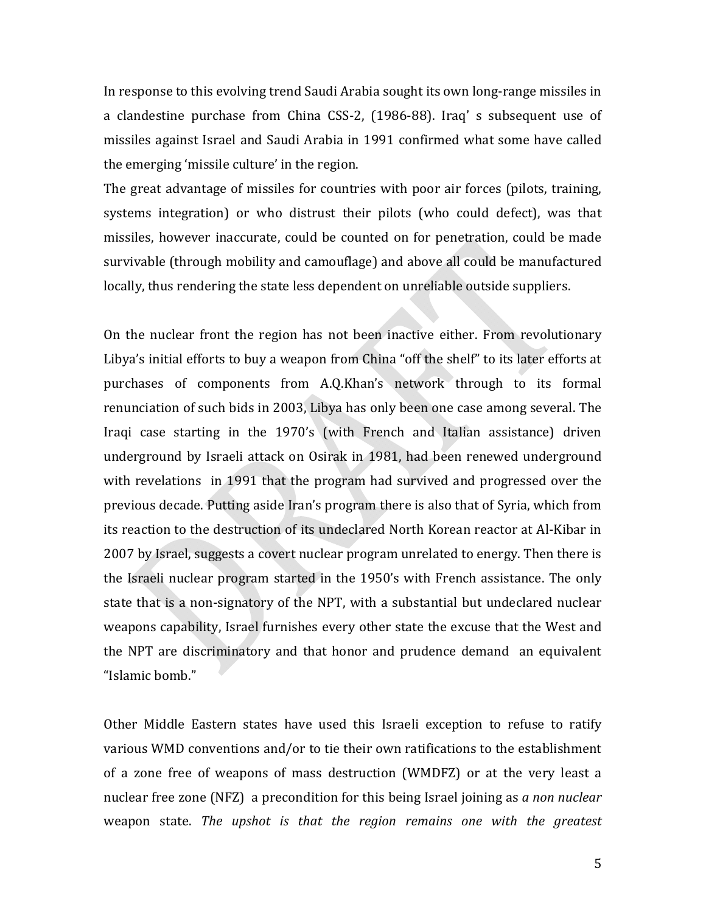In response to this evolving trend Saudi Arabia sought its own long-range missiles in a clandestine purchase from China CSS-2, (1986-88). Iraq' s subsequent use of missiles against Israel and Saudi Arabia in 1991 confirmed what some have called the emerging 'missile culture' in the region.

The great advantage of missiles for countries with poor air forces (pilots, training, systems integration) or who distrust their pilots (who could defect), was that missiles, however inaccurate, could be counted on for penetration, could be made survivable (through mobility and camouflage) and above all could be manufactured locally, thus rendering the state less dependent on unreliable outside suppliers.

On the nuclear front the region has not been inactive either. From revolutionary Libya's initial efforts to buy a weapon from China "off the shelf" to its later efforts at purchases of components from A.Q.Khan's network through to its formal renunciation of such bids in 2003, Libya has only been one case among several. The Iraqi case starting in the 1970's (with French and Italian assistance) driven underground by Israeli attack on Osirak in 1981, had been renewed underground with revelations in 1991 that the program had survived and progressed over the previous decade. Putting aside Iran's program there is also that of Syria, which from its reaction to the destruction of its undeclared North Korean reactor at Al-Kibar in 2007 by Israel, suggests a covert nuclear program unrelated to energy. Then there is the Israeli nuclear program started in the 1950's with French assistance. The only state that is a non-signatory of the NPT, with a substantial but undeclared nuclear weapons capability, Israel furnishes every other state the excuse that the West and the NPT are discriminatory and that honor and prudence demand an equivalent "Islamic bomb."

Other Middle Eastern states have used this Israeli exception to refuse to ratify various WMD conventions and/or to tie their own ratifications to the establishment of a zone free of weapons of mass destruction (WMDFZ) or at the very least a nuclear free zone (NFZ) a precondition for this being Israel joining as *a non nuclear* weapon state. *The upshot is that the region remains one with the greatest*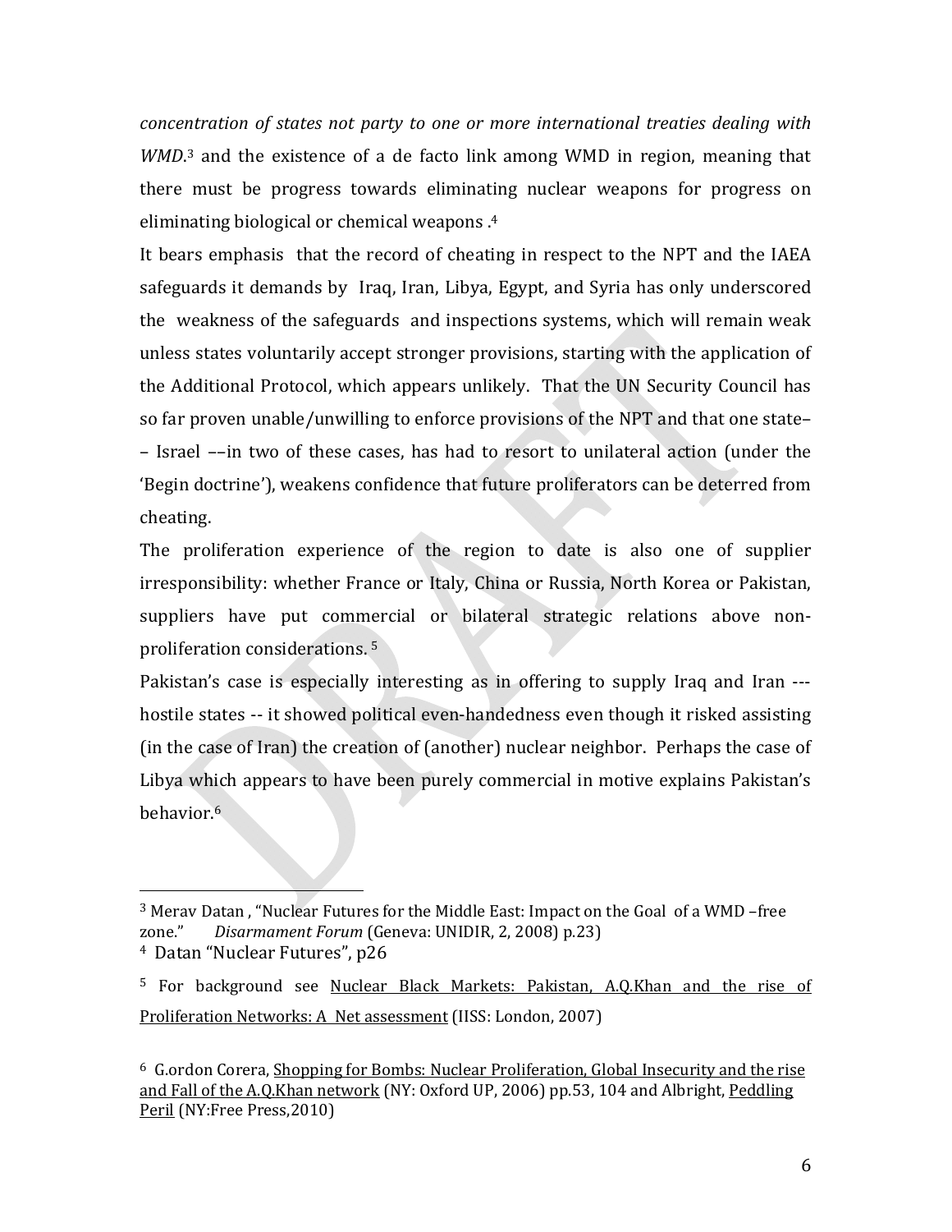*concentration of states not party to one or more international treaties dealing with WMD.*[3] and the existence of a de facto link among WMD in region, meaning that there must be progress towards eliminating nuclear weapons for progress on eliminating biological or chemical weapons .[4]

It bears emphasis that the record of cheating in respect to the NPT and the IAEA safeguards it demands by Iraq, Iran, Libya, Egypt, and Syria has only underscored the weakness of the safeguards and inspections systems, which will remain weak unless states voluntarily accept stronger provisions, starting with the application of the Additional Protocol, which appears unlikely. That the UN Security Council has so far proven unable/unwilling to enforce provisions of the NPT and that one state–– Israel ––in two of these cases, has had to resort to unilateral action (under the 'Begin doctrine'), weakens confidence that future proliferators can be deterred from cheating.

The proliferation experience of the region to date is also one of supplier irresponsibility: whether France or Italy, China or Russia, North Korea or Pakistan, suppliers have put commercial or bilateral strategic relations above non-proliferation considerations. [5]

Pakistan's case is especially interesting as in offering to supply Iraq and Iran --- hostile states -- it showed political even-handedness even though it risked assisting (in the case of Iran) the creation of (another) nuclear neighbor. Perhaps the case of Libya which appears to have been purely commercial in motive explains Pakistan's behavior.[6]

---

[3] Merav Datan , "Nuclear Futures for the Middle East: Impact on the Goal of a WMD –free zone." *Disarmament Forum* (Geneva: UNIDIR, 2, 2008) p.23)

[4] Datan "Nuclear Futures", p26

[5] For background see Nuclear Black Markets: Pakistan, A.Q.Khan and the rise of Proliferation Networks: A Net assessment (IISS: London, 2007)

[6] G.ordon Corera, Shopping for Bombs: Nuclear Proliferation, Global Insecurity and the rise and Fall of the A.Q.Khan network (NY: Oxford UP, 2006) pp.53, 104 and Albright, Peddling Peril (NY:Free Press,2010)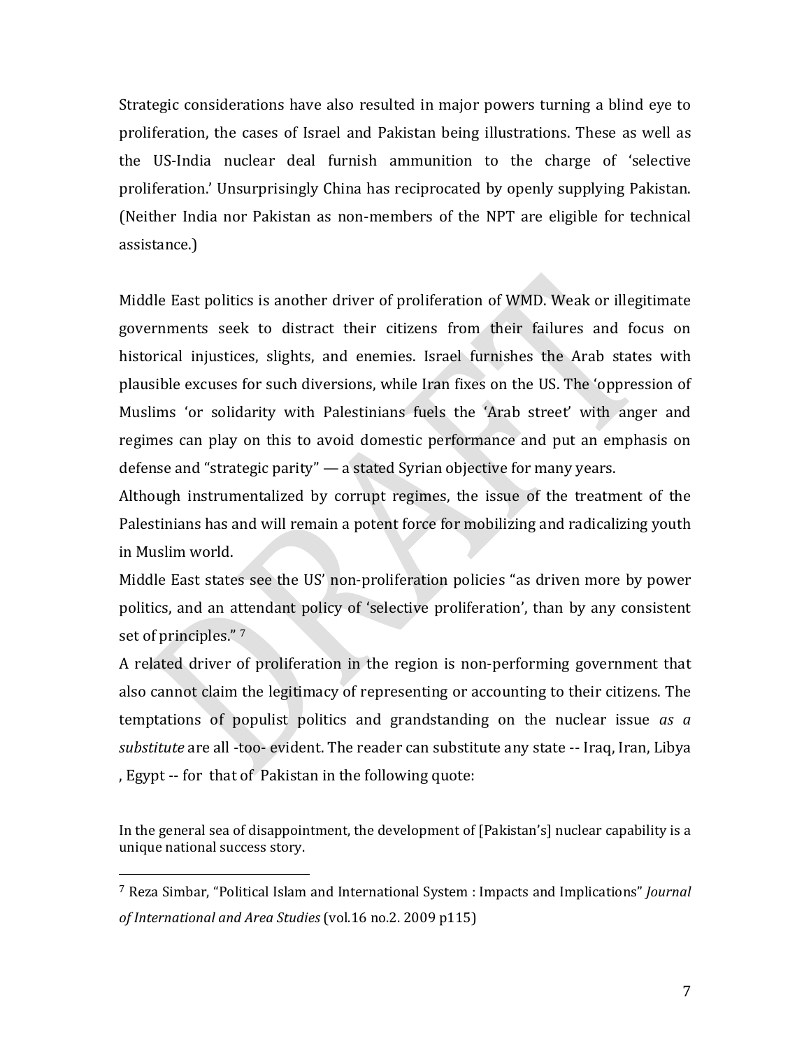Strategic considerations have also resulted in major powers turning a blind eye to proliferation, the cases of Israel and Pakistan being illustrations. These as well as the US-India nuclear deal furnish ammunition to the charge of 'selective proliferation.' Unsurprisingly China has reciprocated by openly supplying Pakistan. (Neither India nor Pakistan as non-members of the NPT are eligible for technical assistance.)

Middle East politics is another driver of proliferation of WMD. Weak or illegitimate governments seek to distract their citizens from their failures and focus on historical injustices, slights, and enemies. Israel furnishes the Arab states with plausible excuses for such diversions, while Iran fixes on the US. The 'oppression of Muslims 'or solidarity with Palestinians fuels the 'Arab street' with anger and regimes can play on this to avoid domestic performance and put an emphasis on defense and "strategic parity" — a stated Syrian objective for many years.

Although instrumentalized by corrupt regimes, the issue of the treatment of the Palestinians has and will remain a potent force for mobilizing and radicalizing youth in Muslim world.

Middle East states see the US' non-proliferation policies "as driven more by power politics, and an attendant policy of 'selective proliferation', than by any consistent set of principles." [7]

A related driver of proliferation in the region is non-performing government that also cannot claim the legitimacy of representing or accounting to their citizens. The temptations of populist politics and grandstanding on the nuclear issue *as a substitute* are all -too- evident. The reader can substitute any state -- Iraq, Iran, Libya , Egypt -- for that of Pakistan in the following quote:

In the general sea of disappointment, the development of [Pakistan's] nuclear capability is a unique national success story.

---

[7] Reza Simbar, "Political Islam and International System : Impacts and Implications" *Journal of International and Area Studies* (vol.16 no.2. 2009 p115)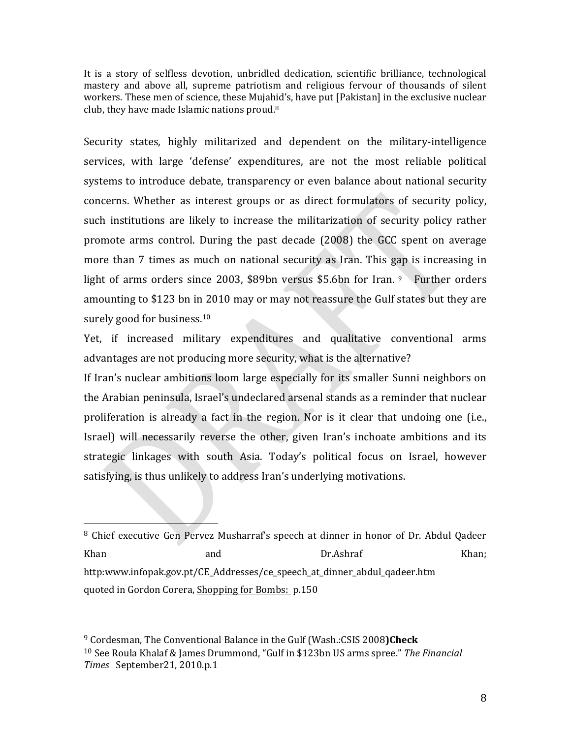> It is a story of selfless devotion, unbridled dedication, scientific brilliance, technological mastery and above all, supreme patriotism and religious fervour of thousands of silent workers. These men of science, these Mujahid's, have put [Pakistan] in the exclusive nuclear club, they have made Islamic nations proud.[8]

Security states, highly militarized and dependent on the military-intelligence services, with large 'defense' expenditures, are not the most reliable political systems to introduce debate, transparency or even balance about national security concerns. Whether as interest groups or as direct formulators of security policy, such institutions are likely to increase the militarization of security policy rather promote arms control. During the past decade (2008) the GCC spent on average more than 7 times as much on national security as Iran. This gap is increasing in light of arms orders since 2003, $89bn versus $5.6bn for Iran.[9] Further orders amounting to $123 bn in 2010 may or may not reassure the Gulf states but they are surely good for business.[10]

Yet, if increased military expenditures and qualitative conventional arms advantages are not producing more security, what is the alternative?

If Iran's nuclear ambitions loom large especially for its smaller Sunni neighbors on the Arabian peninsula, Israel's undeclared arsenal stands as a reminder that nuclear proliferation is already a fact in the region. Nor is it clear that undoing one (i.e., Israel) will necessarily reverse the other, given Iran's inchoate ambitions and its strategic linkages with south Asia. Today's political focus on Israel, however satisfying, is thus unlikely to address Iran's underlying motivations.

---

[8] Chief executive Gen Pervez Musharraf's speech at dinner in honor of Dr. Abdul Qadeer Khan and Dr.Ashraf Khan; http:www.infopak.gov.pt/CE_Addresses/ce_speech_at_dinner_abdul_qadeer.htm quoted in Gordon Corera, Shopping for Bombs: p.150

[9] Cordesman, The Conventional Balance in the Gulf (Wash.:CSIS 2008**)Check**

[10] See Roula Khalaf & James Drummond, "Gulf in $123bn US arms spree." *The Financial Times* September21, 2010.p.1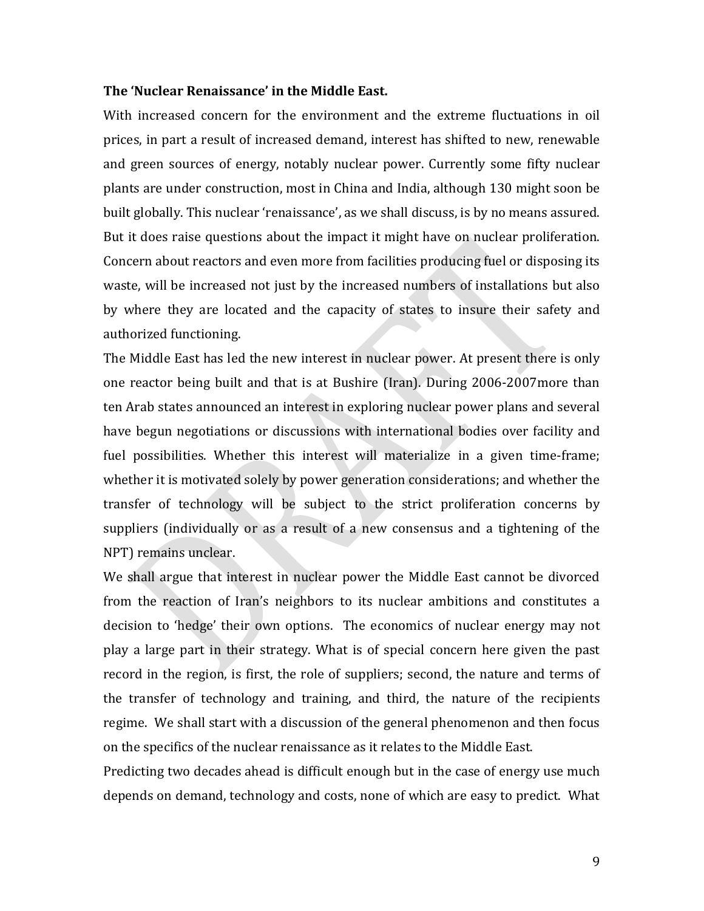**The 'Nuclear Renaissance' in the Middle East.**

With increased concern for the environment and the extreme fluctuations in oil prices, in part a result of increased demand, interest has shifted to new, renewable and green sources of energy, notably nuclear power. Currently some fifty nuclear plants are under construction, most in China and India, although 130 might soon be built globally. This nuclear 'renaissance', as we shall discuss, is by no means assured. But it does raise questions about the impact it might have on nuclear proliferation. Concern about reactors and even more from facilities producing fuel or disposing its waste, will be increased not just by the increased numbers of installations but also by where they are located and the capacity of states to insure their safety and authorized functioning.

The Middle East has led the new interest in nuclear power. At present there is only one reactor being built and that is at Bushire (Iran). During 2006-2007more than ten Arab states announced an interest in exploring nuclear power plans and several have begun negotiations or discussions with international bodies over facility and fuel possibilities. Whether this interest will materialize in a given time-frame; whether it is motivated solely by power generation considerations; and whether the transfer of technology will be subject to the strict proliferation concerns by suppliers (individually or as a result of a new consensus and a tightening of the NPT) remains unclear.

We shall argue that interest in nuclear power the Middle East cannot be divorced from the reaction of Iran's neighbors to its nuclear ambitions and constitutes a decision to 'hedge' their own options. The economics of nuclear energy may not play a large part in their strategy. What is of special concern here given the past record in the region, is first, the role of suppliers; second, the nature and terms of the transfer of technology and training, and third, the nature of the recipients regime. We shall start with a discussion of the general phenomenon and then focus on the specifics of the nuclear renaissance as it relates to the Middle East.

Predicting two decades ahead is difficult enough but in the case of energy use much depends on demand, technology and costs, none of which are easy to predict. What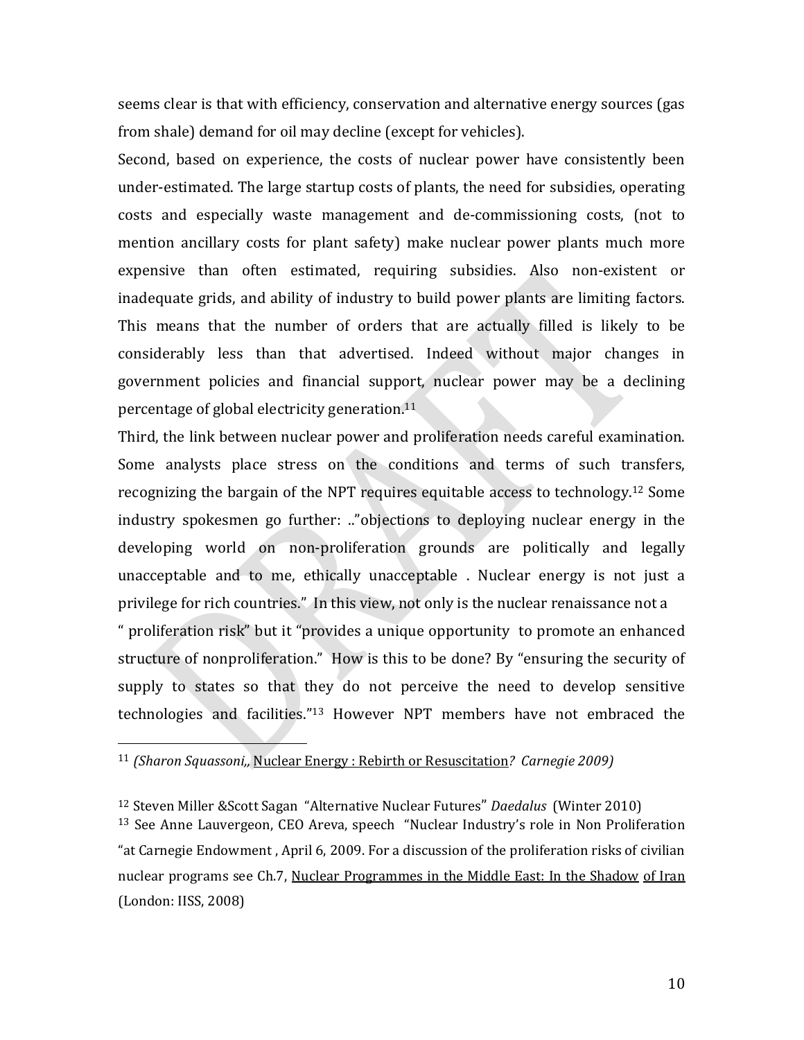seems clear is that with efficiency, conservation and alternative energy sources (gas from shale) demand for oil may decline (except for vehicles).

Second, based on experience, the costs of nuclear power have consistently been under-estimated. The large startup costs of plants, the need for subsidies, operating costs and especially waste management and de-commissioning costs, (not to mention ancillary costs for plant safety) make nuclear power plants much more expensive than often estimated, requiring subsidies. Also non-existent or inadequate grids, and ability of industry to build power plants are limiting factors. This means that the number of orders that are actually filled is likely to be considerably less than that advertised. Indeed without major changes in government policies and financial support, nuclear power may be a declining percentage of global electricity generation.[11]

Third, the link between nuclear power and proliferation needs careful examination. Some analysts place stress on the conditions and terms of such transfers, recognizing the bargain of the NPT requires equitable access to technology.[12] Some industry spokesmen go further: ..”objections to deploying nuclear energy in the developing world on non-proliferation grounds are politically and legally unacceptable and to me, ethically unacceptable . Nuclear energy is not just a privilege for rich countries.” In this view, not only is the nuclear renaissance not a “ proliferation risk” but it “provides a unique opportunity to promote an enhanced structure of nonproliferation.” How is this to be done? By “ensuring the security of supply to states so that they do not perceive the need to develop sensitive technologies and facilities.”[13] However NPT members have not embraced the

---

[11] *(Sharon Squassoni,,* Nuclear Energy : Rebirth or Resuscitation*? Carnegie 2009)*

[12] Steven Miller &Scott Sagan "Alternative Nuclear Futures" *Daedalus* (Winter 2010)

[13] See Anne Lauvergeon, CEO Areva, speech "Nuclear Industry's role in Non Proliferation "at Carnegie Endowment , April 6, 2009. For a discussion of the proliferation risks of civilian nuclear programs see Ch.7, Nuclear Programmes in the Middle East: In the Shadow of Iran (London: IISS, 2008)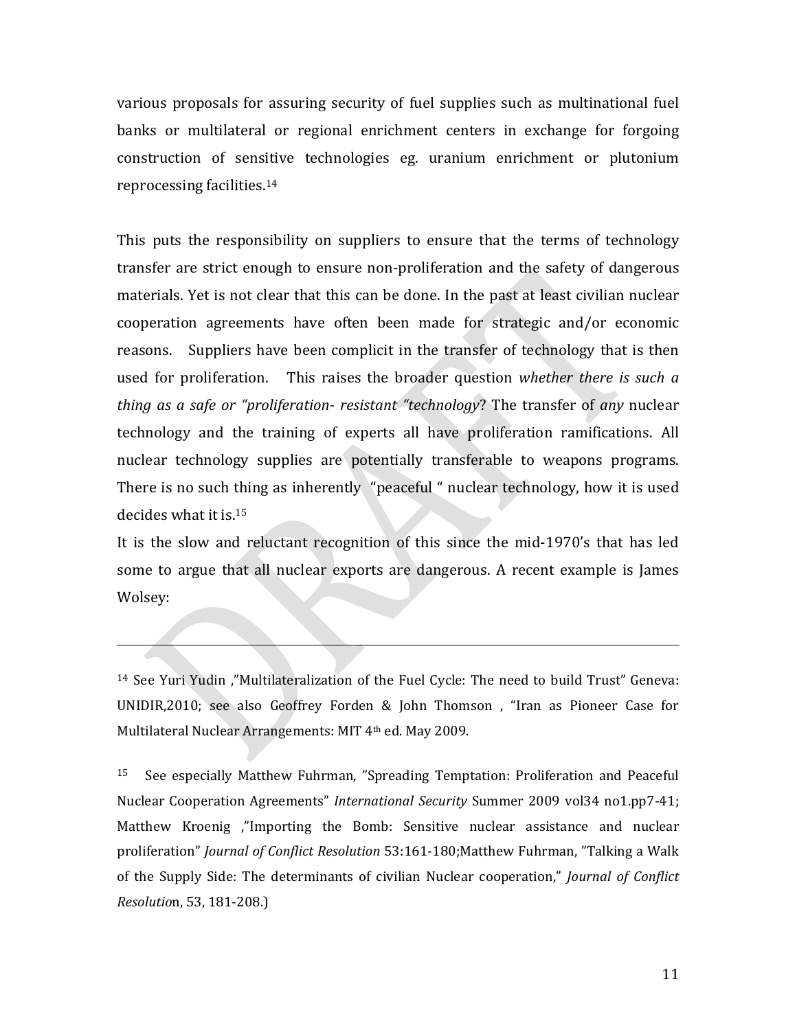various proposals for assuring security of fuel supplies such as multinational fuel banks or multilateral or regional enrichment centers in exchange for forgoing construction of sensitive technologies eg. uranium enrichment or plutonium reprocessing facilities.[14]

This puts the responsibility on suppliers to ensure that the terms of technology transfer are strict enough to ensure non-proliferation and the safety of dangerous materials. Yet is not clear that this can be done. In the past at least civilian nuclear cooperation agreements have often been made for strategic and/or economic reasons. Suppliers have been complicit in the transfer of technology that is then used for proliferation. This raises the broader question *whether there is such a thing as a safe or "proliferation- resistant "technology*? The transfer of *any* nuclear technology and the training of experts all have proliferation ramifications. All nuclear technology supplies are potentially transferable to weapons programs. There is no such thing as inherently "peaceful " nuclear technology, how it is used decides what it is.[15]

It is the slow and reluctant recognition of this since the mid-1970's that has led some to argue that all nuclear exports are dangerous. A recent example is James Wolsey:

---

[14] See Yuri Yudin ,"Multilateralization of the Fuel Cycle: The need to build Trust" Geneva: UNIDIR,2010; see also Geoffrey Forden & John Thomson , "Iran as Pioneer Case for Multilateral Nuclear Arrangements: MIT 4th ed. May 2009.

[15] See especially Matthew Fuhrman, "Spreading Temptation: Proliferation and Peaceful Nuclear Cooperation Agreements" *International Security* Summer 2009 vol34 no1.pp7-41; Matthew Kroenig ,"Importing the Bomb: Sensitive nuclear assistance and nuclear proliferation" *Journal of Conflict Resolution* 53:161-180;Matthew Fuhrman, "Talking a Walk of the Supply Side: The determinants of civilian Nuclear cooperation," *Journal of Conflict Resolution*, 53, 181-208.)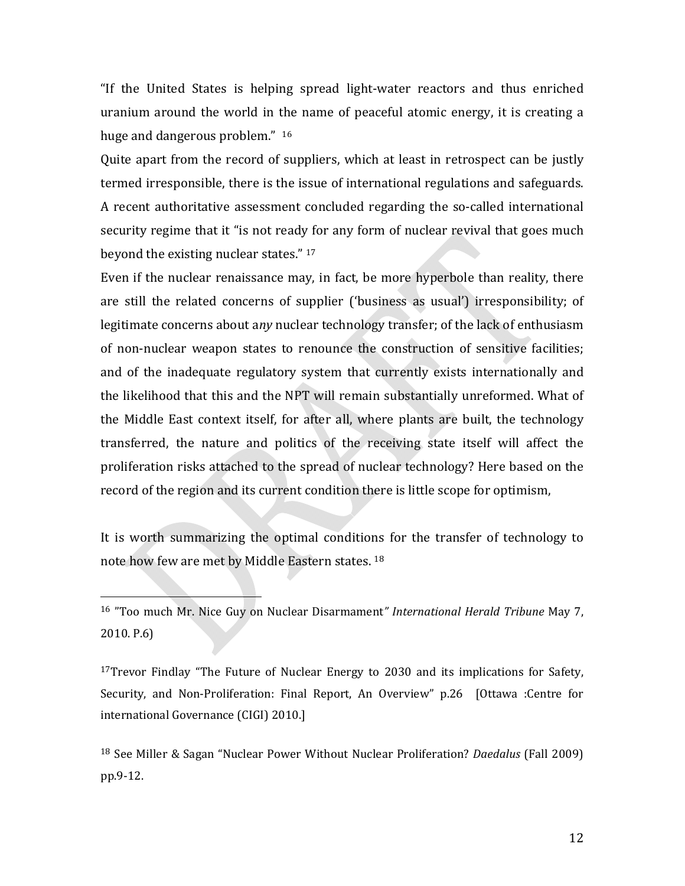"If the United States is helping spread light-water reactors and thus enriched uranium around the world in the name of peaceful atomic energy, it is creating a huge and dangerous problem." [16]

Quite apart from the record of suppliers, which at least in retrospect can be justly termed irresponsible, there is the issue of international regulations and safeguards. A recent authoritative assessment concluded regarding the so-called international security regime that it "is not ready for any form of nuclear revival that goes much beyond the existing nuclear states." [17]

Even if the nuclear renaissance may, in fact, be more hyperbole than reality, there are still the related concerns of supplier ('business as usual') irresponsibility; of legitimate concerns about a*ny* nuclear technology transfer; of the lack of enthusiasm of non-nuclear weapon states to renounce the construction of sensitive facilities; and of the inadequate regulatory system that currently exists internationally and the likelihood that this and the NPT will remain substantially unreformed. What of the Middle East context itself, for after all, where plants are built, the technology transferred, the nature and politics of the receiving state itself will affect the proliferation risks attached to the spread of nuclear technology? Here based on the record of the region and its current condition there is little scope for optimism,

It is worth summarizing the optimal conditions for the transfer of technology to note how few are met by Middle Eastern states. [18]

---

[16] "Too much Mr. Nice Guy on Nuclear Disarmament*" International Herald Tribune* May 7, 2010. P.6)

[17] Trevor Findlay "The Future of Nuclear Energy to 2030 and its implications for Safety, Security, and Non-Proliferation: Final Report, An Overview" p.26 [Ottawa :Centre for international Governance (CIGI) 2010.]

[18] See Miller & Sagan "Nuclear Power Without Nuclear Proliferation? *Daedalus* (Fall 2009) pp.9-12.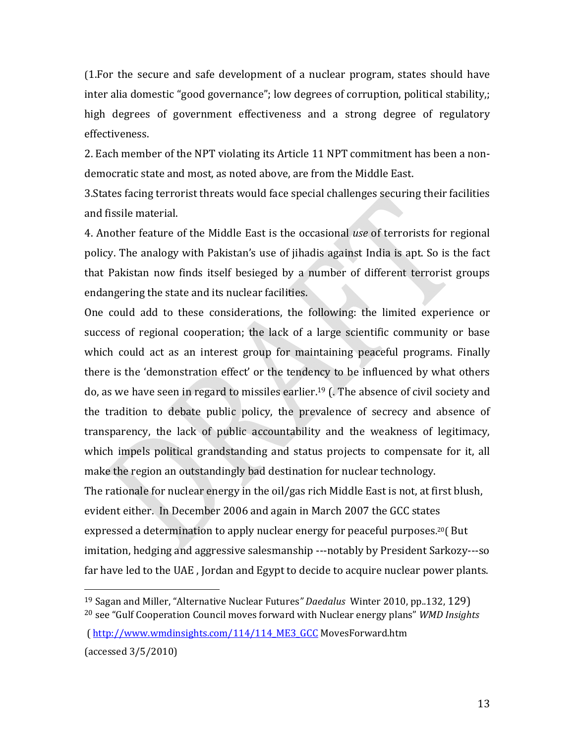(1.For the secure and safe development of a nuclear program, states should have inter alia domestic "good governance"; low degrees of corruption, political stability,; high degrees of government effectiveness and a strong degree of regulatory effectiveness.

2. Each member of the NPT violating its Article 11 NPT commitment has been a non-democratic state and most, as noted above, are from the Middle East.

3.States facing terrorist threats would face special challenges securing their facilities and fissile material.

4. Another feature of the Middle East is the occasional *use* of terrorists for regional policy. The analogy with Pakistan's use of jihadis against India is apt. So is the fact that Pakistan now finds itself besieged by a number of different terrorist groups endangering the state and its nuclear facilities.

One could add to these considerations, the following: the limited experience or success of regional cooperation; the lack of a large scientific community or base which could act as an interest group for maintaining peaceful programs. Finally there is the 'demonstration effect' or the tendency to be influenced by what others do, as we have seen in regard to missiles earlier.[19] (. The absence of civil society and the tradition to debate public policy, the prevalence of secrecy and absence of transparency, the lack of public accountability and the weakness of legitimacy, which impels political grandstanding and status projects to compensate for it, all make the region an outstandingly bad destination for nuclear technology.

The rationale for nuclear energy in the oil/gas rich Middle East is not, at first blush, evident either. In December 2006 and again in March 2007 the GCC states expressed a determination to apply nuclear energy for peaceful purposes.[20]( But imitation, hedging and aggressive salesmanship ---notably by President Sarkozy---so far have led to the UAE , Jordan and Egypt to decide to acquire nuclear power plants.

---

[19] Sagan and Miller, "Alternative Nuclear Futures" *Daedalus* Winter 2010, pp..132, 129)

[20] see "Gulf Cooperation Council moves forward with Nuclear energy plans" *WMD Insights* ( http://www.wmdinsights.com/114/114_ME3_GCC MovesForward.htm (accessed 3/5/2010)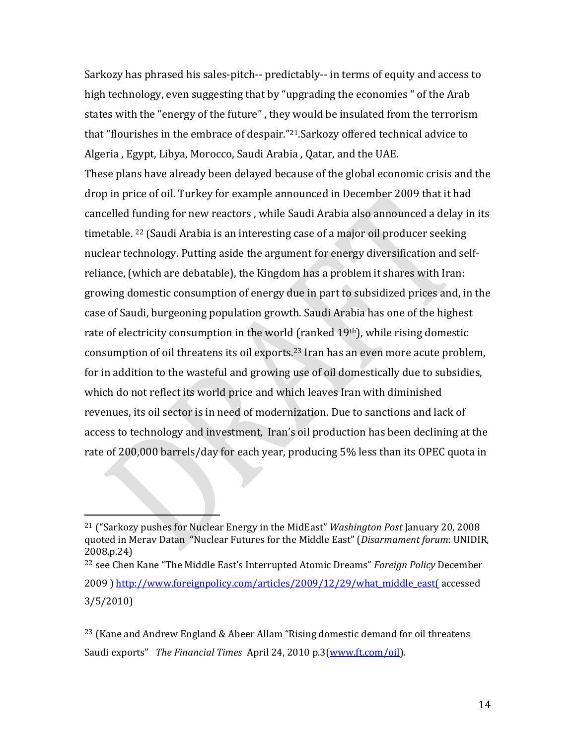Sarkozy has phrased his sales-pitch-- predictably-- in terms of equity and access to high technology, even suggesting that by "upgrading the economies " of the Arab states with the "energy of the future" , they would be insulated from the terrorism that "flourishes in the embrace of despair."[21].Sarkozy offered technical advice to Algeria , Egypt, Libya, Morocco, Saudi Arabia , Qatar, and the UAE.

These plans have already been delayed because of the global economic crisis and the drop in price of oil. Turkey for example announced in December 2009 that it had cancelled funding for new reactors , while Saudi Arabia also announced a delay in its timetable. [22] (Saudi Arabia is an interesting case of a major oil producer seeking nuclear technology. Putting aside the argument for energy diversification and self-reliance, (which are debatable), the Kingdom has a problem it shares with Iran: growing domestic consumption of energy due in part to subsidized prices and, in the case of Saudi, burgeoning population growth. Saudi Arabia has one of the highest rate of electricity consumption in the world (ranked 19th), while rising domestic consumption of oil threatens its oil exports.[23] Iran has an even more acute problem, for in addition to the wasteful and growing use of oil domestically due to subsidies, which do not reflect its world price and which leaves Iran with diminished revenues, its oil sector is in need of modernization. Due to sanctions and lack of access to technology and investment, Iran's oil production has been declining at the rate of 200,000 barrels/day for each year, producing 5% less than its OPEC quota in

---

[21] ("Sarkozy pushes for Nuclear Energy in the MidEast" *Washington Post* January 20, 2008 quoted in Merav Datan "Nuclear Futures for the Middle East" (*Disarmament forum*: UNIDIR, 2008,p.24)

[22] see Chen Kane "The Middle East's Interrupted Atomic Dreams" *Foreign Policy* December 2009 ) http://www.foreignpolicy.com/articles/2009/12/29/what_middle_east( accessed 3/5/2010)

[23] (Kane and Andrew England & Abeer Allam "Rising domestic demand for oil threatens Saudi exports" *The Financial Times* April 24, 2010 p.3(www.ft.com/oil).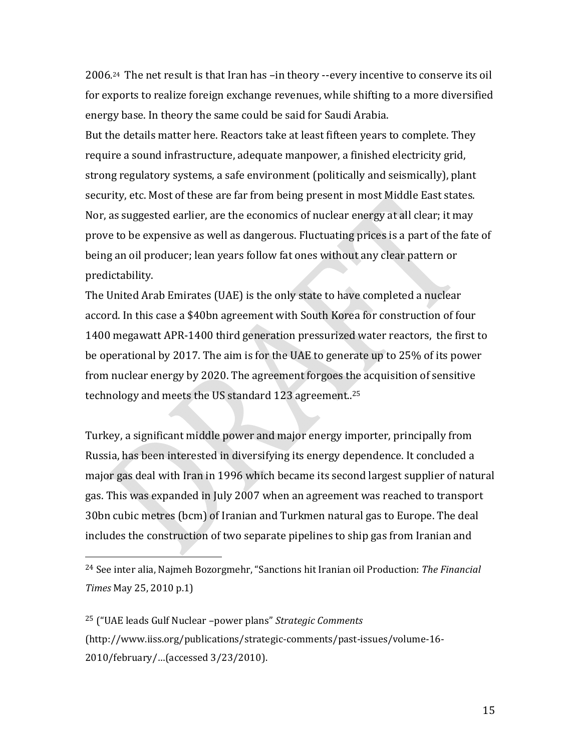2006.[24] The net result is that Iran has –in theory --every incentive to conserve its oil for exports to realize foreign exchange revenues, while shifting to a more diversified energy base. In theory the same could be said for Saudi Arabia.

But the details matter here. Reactors take at least fifteen years to complete. They require a sound infrastructure, adequate manpower, a finished electricity grid, strong regulatory systems, a safe environment (politically and seismically), plant security, etc. Most of these are far from being present in most Middle East states. Nor, as suggested earlier, are the economics of nuclear energy at all clear; it may prove to be expensive as well as dangerous. Fluctuating prices is a part of the fate of being an oil producer; lean years follow fat ones without any clear pattern or predictability.

The United Arab Emirates (UAE) is the only state to have completed a nuclear accord. In this case a $40bn agreement with South Korea for construction of four 1400 megawatt APR-1400 third generation pressurized water reactors, the first to be operational by 2017. The aim is for the UAE to generate up to 25% of its power from nuclear energy by 2020. The agreement forgoes the acquisition of sensitive technology and meets the US standard 123 agreement..[25]

Turkey, a significant middle power and major energy importer, principally from Russia, has been interested in diversifying its energy dependence. It concluded a major gas deal with Iran in 1996 which became its second largest supplier of natural gas. This was expanded in July 2007 when an agreement was reached to transport 30bn cubic metres (bcm) of Iranian and Turkmen natural gas to Europe. The deal includes the construction of two separate pipelines to ship gas from Iranian and

---

[24] See inter alia, Najmeh Bozorgmehr, "Sanctions hit Iranian oil Production: *The Financial Times* May 25, 2010 p.1)

[25] ("UAE leads Gulf Nuclear –power plans" *Strategic Comments* (http://www.iiss.org/publications/strategic-comments/past-issues/volume-16-2010/february/…(accessed 3/23/2010).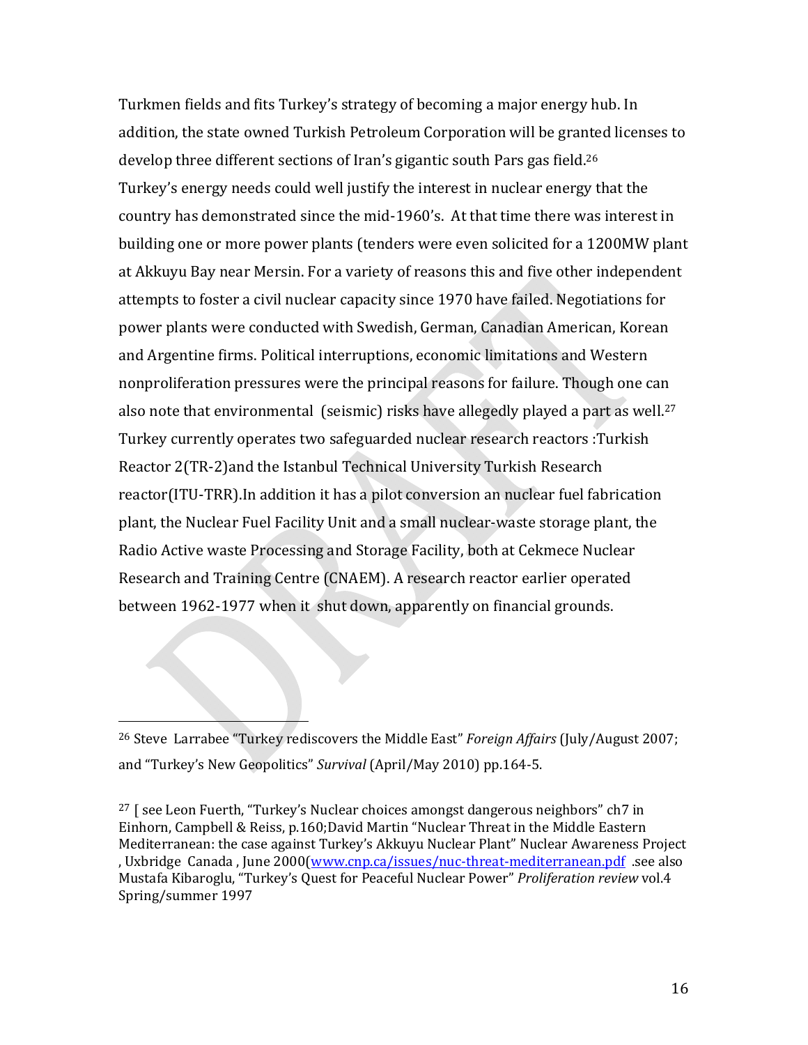Turkmen fields and fits Turkey's strategy of becoming a major energy hub. In addition, the state owned Turkish Petroleum Corporation will be granted licenses to develop three different sections of Iran's gigantic south Pars gas field.[26]

Turkey's energy needs could well justify the interest in nuclear energy that the country has demonstrated since the mid-1960's. At that time there was interest in building one or more power plants (tenders were even solicited for a 1200MW plant at Akkuyu Bay near Mersin. For a variety of reasons this and five other independent attempts to foster a civil nuclear capacity since 1970 have failed. Negotiations for power plants were conducted with Swedish, German, Canadian American, Korean and Argentine firms. Political interruptions, economic limitations and Western nonproliferation pressures were the principal reasons for failure. Though one can also note that environmental (seismic) risks have allegedly played a part as well.[27]

Turkey currently operates two safeguarded nuclear research reactors :Turkish Reactor 2(TR-2)and the Istanbul Technical University Turkish Research reactor(ITU-TRR).In addition it has a pilot conversion an nuclear fuel fabrication plant, the Nuclear Fuel Facility Unit and a small nuclear-waste storage plant, the Radio Active waste Processing and Storage Facility, both at Cekmece Nuclear Research and Training Centre (CNAEM). A research reactor earlier operated between 1962-1977 when it shut down, apparently on financial grounds.

---

[26] Steve Larrabee "Turkey rediscovers the Middle East" *Foreign Affairs* (July/August 2007; and "Turkey's New Geopolitics" *Survival* (April/May 2010) pp.164-5.

[27] [ see Leon Fuerth, "Turkey's Nuclear choices amongst dangerous neighbors" ch7 in Einhorn, Campbell & Reiss, p.160;David Martin "Nuclear Threat in the Middle Eastern Mediterranean: the case against Turkey's Akkuyu Nuclear Plant" Nuclear Awareness Project , Uxbridge Canada , June 2000(www.cnp.ca/issues/nuc-threat-mediterranean.pdf .see also Mustafa Kibaroglu, "Turkey's Quest for Peaceful Nuclear Power" *Proliferation review* vol.4 Spring/summer 1997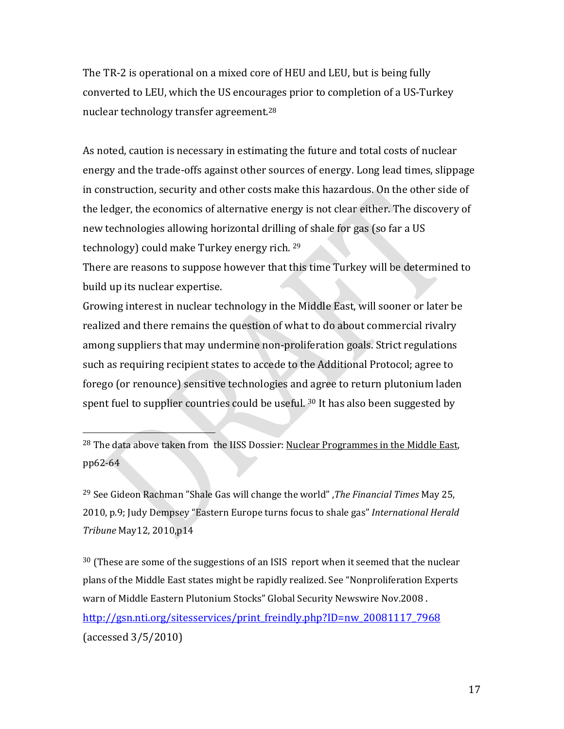The TR-2 is operational on a mixed core of HEU and LEU, but is being fully converted to LEU, which the US encourages prior to completion of a US-Turkey nuclear technology transfer agreement.[28]

As noted, caution is necessary in estimating the future and total costs of nuclear energy and the trade-offs against other sources of energy. Long lead times, slippage in construction, security and other costs make this hazardous. On the other side of the ledger, the economics of alternative energy is not clear either. The discovery of new technologies allowing horizontal drilling of shale for gas (so far a US technology) could make Turkey energy rich. [29]

There are reasons to suppose however that this time Turkey will be determined to build up its nuclear expertise.

Growing interest in nuclear technology in the Middle East, will sooner or later be realized and there remains the question of what to do about commercial rivalry among suppliers that may undermine non-proliferation goals. Strict regulations such as requiring recipient states to accede to the Additional Protocol; agree to forego (or renounce) sensitive technologies and agree to return plutonium laden spent fuel to supplier countries could be useful. [30] It has also been suggested by

---

[28] The data above taken from the IISS Dossier: Nuclear Programmes in the Middle East, pp62-64

[29] See Gideon Rachman "Shale Gas will change the world" ,*The Financial Times* May 25, 2010, p.9; Judy Dempsey "Eastern Europe turns focus to shale gas" *International Herald Tribune* May12, 2010,p14

[30] (These are some of the suggestions of an ISIS report when it seemed that the nuclear plans of the Middle East states might be rapidly realized. See "Nonproliferation Experts warn of Middle Eastern Plutonium Stocks" Global Security Newswire Nov.2008 . http://gsn.nti.org/sitesservices/print_freindly.php?ID=nw_20081117_7968 (accessed 3/5/2010)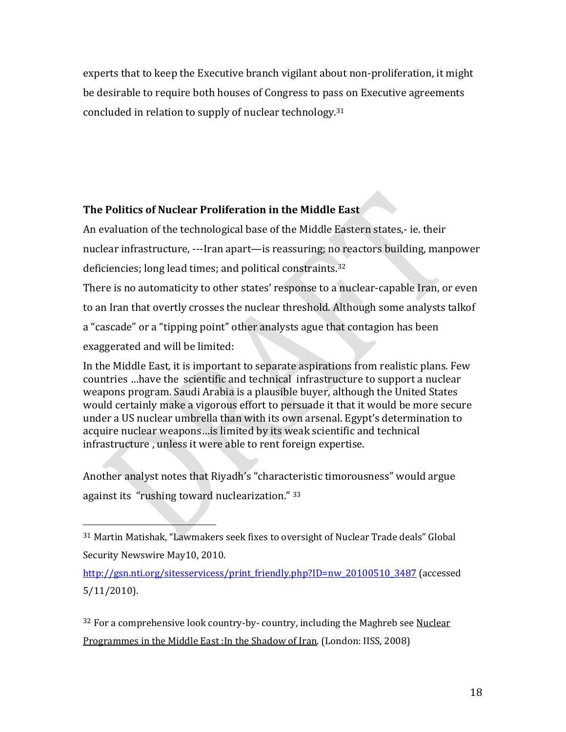experts that to keep the Executive branch vigilant about non-proliferation, it might be desirable to require both houses of Congress to pass on Executive agreements concluded in relation to supply of nuclear technology.[31]

**The Politics of Nuclear Proliferation in the Middle East**

An evaluation of the technological base of the Middle Eastern states,- ie. their nuclear infrastructure, ---Iran apart—is reassuring; no reactors building, manpower deficiencies; long lead times; and political constraints.[32]

There is no automaticity to other states' response to a nuclear-capable Iran, or even to an Iran that overtly crosses the nuclear threshold. Although some analysts talkof a "cascade" or a "tipping point" other analysts ague that contagion has been exaggerated and will be limited:

> In the Middle East, it is important to separate aspirations from realistic plans. Few countries …have the scientific and technical infrastructure to support a nuclear weapons program. Saudi Arabia is a plausible buyer, although the United States would certainly make a vigorous effort to persuade it that it would be more secure under a US nuclear umbrella than with its own arsenal. Egypt's determination to acquire nuclear weapons…is limited by its weak scientific and technical infrastructure , unless it were able to rent foreign expertise.

Another analyst notes that Riyadh's "characteristic timorousness" would argue against its "rushing toward nuclearization." [33]

---

[31] Martin Matishak, "Lawmakers seek fixes to oversight of Nuclear Trade deals" Global Security Newswire May10, 2010. http://gsn.nti.org/sitesservicess/print_friendly.php?ID=nw_20100510_3487 (accessed 5/11/2010).

[32] For a comprehensive look country-by- country, including the Maghreb see Nuclear Programmes in the Middle East :In the Shadow of Iran. (London: IISS, 2008)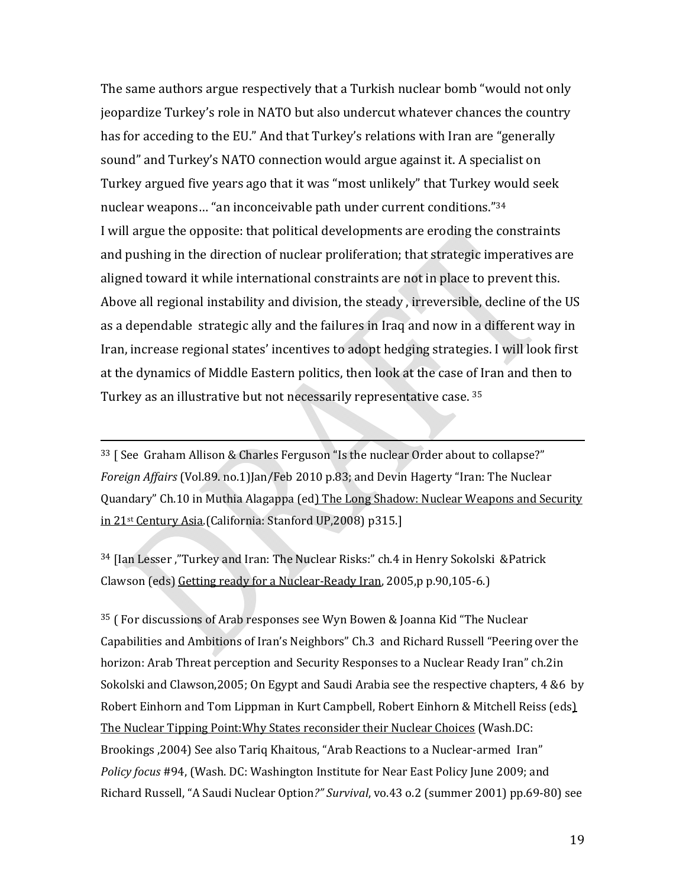The same authors argue respectively that a Turkish nuclear bomb "would not only jeopardize Turkey's role in NATO but also undercut whatever chances the country has for acceding to the EU." And that Turkey's relations with Iran are "generally sound" and Turkey's NATO connection would argue against it. A specialist on Turkey argued five years ago that it was "most unlikely" that Turkey would seek nuclear weapons… "an inconceivable path under current conditions."[34]

I will argue the opposite: that political developments are eroding the constraints and pushing in the direction of nuclear proliferation; that strategic imperatives are aligned toward it while international constraints are not in place to prevent this. Above all regional instability and division, the steady , irreversible, decline of the US as a dependable strategic ally and the failures in Iraq and now in a different way in Iran, increase regional states' incentives to adopt hedging strategies. I will look first at the dynamics of Middle Eastern politics, then look at the case of Iran and then to Turkey as an illustrative but not necessarily representative case. [35]

---

[33] [ See Graham Allison & Charles Ferguson "Is the nuclear Order about to collapse?" *Foreign Affairs* (Vol.89. no.1)Jan/Feb 2010 p.83; and Devin Hagerty "Iran: The Nuclear Quandary" Ch.10 in Muthia Alagappa (ed) The Long Shadow: Nuclear Weapons and Security in 21st Century Asia.(California: Stanford UP,2008) p315.]

[34] [Ian Lesser ,"Turkey and Iran: The Nuclear Risks:" ch.4 in Henry Sokolski &Patrick Clawson (eds) Getting ready for a Nuclear-Ready Iran, 2005,p p.90,105-6.)

[35] ( For discussions of Arab responses see Wyn Bowen & Joanna Kid "The Nuclear Capabilities and Ambitions of Iran's Neighbors" Ch.3 and Richard Russell "Peering over the horizon: Arab Threat perception and Security Responses to a Nuclear Ready Iran" ch.2in Sokolski and Clawson,2005; On Egypt and Saudi Arabia see the respective chapters, 4 &6 by Robert Einhorn and Tom Lippman in Kurt Campbell, Robert Einhorn & Mitchell Reiss (eds) The Nuclear Tipping Point:Why States reconsider their Nuclear Choices (Wash.DC: Brookings ,2004) See also Tariq Khaitous, "Arab Reactions to a Nuclear-armed Iran" *Policy focus* #94, (Wash. DC: Washington Institute for Near East Policy June 2009; and Richard Russell, "A Saudi Nuclear Option*?" Survival*, vo.43 o.2 (summer 2001) pp.69-80) see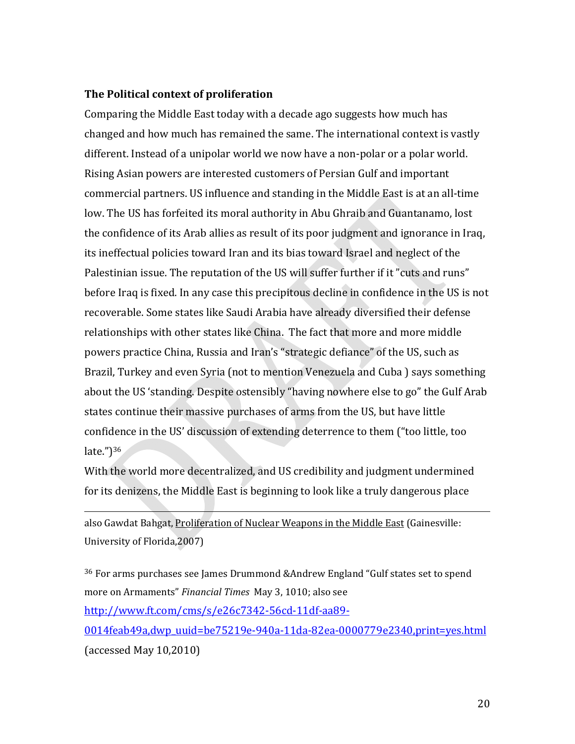**The Political context of proliferation**

Comparing the Middle East today with a decade ago suggests how much has changed and how much has remained the same. The international context is vastly different. Instead of a unipolar world we now have a non-polar or a polar world. Rising Asian powers are interested customers of Persian Gulf and important commercial partners. US influence and standing in the Middle East is at an all-time low. The US has forfeited its moral authority in Abu Ghraib and Guantanamo, lost the confidence of its Arab allies as result of its poor judgment and ignorance in Iraq, its ineffectual policies toward Iran and its bias toward Israel and neglect of the Palestinian issue. The reputation of the US will suffer further if it "cuts and runs" before Iraq is fixed. In any case this precipitous decline in confidence in the US is not recoverable. Some states like Saudi Arabia have already diversified their defense relationships with other states like China. The fact that more and more middle powers practice China, Russia and Iran's "strategic defiance" of the US, such as Brazil, Turkey and even Syria (not to mention Venezuela and Cuba ) says something about the US 'standing. Despite ostensibly "having nowhere else to go" the Gulf Arab states continue their massive purchases of arms from the US, but have little confidence in the US' discussion of extending deterrence to them ("too little, too late.")[36]

With the world more decentralized, and US credibility and judgment undermined for its denizens, the Middle East is beginning to look like a truly dangerous place

---

also Gawdat Bahgat, Proliferation of Nuclear Weapons in the Middle East (Gainesville: University of Florida,2007)

[36] For arms purchases see James Drummond &Andrew England "Gulf states set to spend more on Armaments" *Financial Times* May 3, 1010; also see http://www.ft.com/cms/s/e26c7342-56cd-11df-aa89-0014feab49a,dwp_uuid=be75219e-940a-11da-82ea-0000779e2340,print=yes.html (accessed May 10,2010)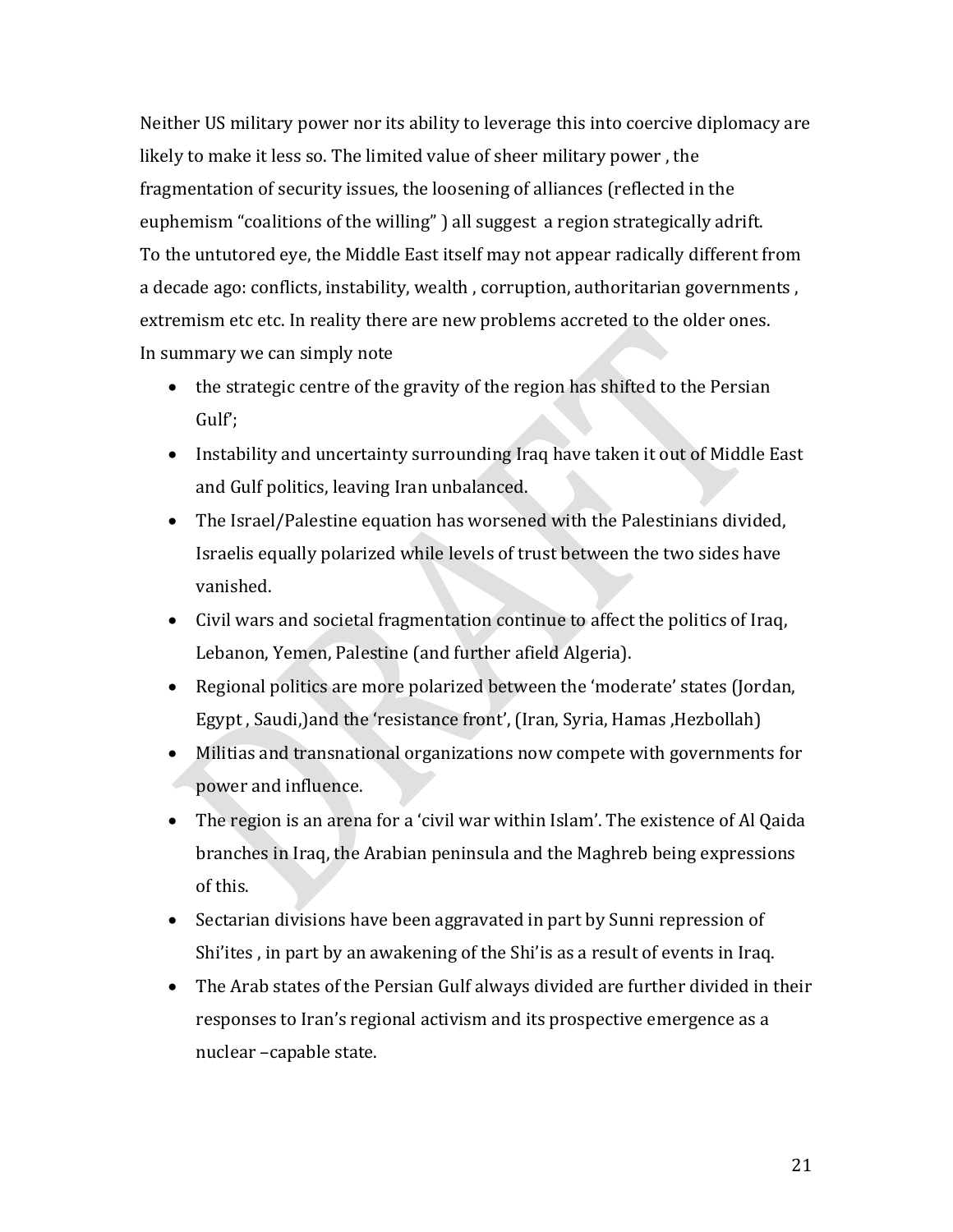Neither US military power nor its ability to leverage this into coercive diplomacy are likely to make it less so. The limited value of sheer military power , the fragmentation of security issues, the loosening of alliances (reflected in the euphemism “coalitions of the willing” ) all suggest a region strategically adrift.
To the untutored eye, the Middle East itself may not appear radically different from a decade ago: conflicts, instability, wealth , corruption, authoritarian governments , extremism etc etc. In reality there are new problems accreted to the older ones.
In summary we can simply note

- the strategic centre of the gravity of the region has shifted to the Persian Gulf';
- Instability and uncertainty surrounding Iraq have taken it out of Middle East and Gulf politics, leaving Iran unbalanced.
- The Israel/Palestine equation has worsened with the Palestinians divided, Israelis equally polarized while levels of trust between the two sides have vanished.
- Civil wars and societal fragmentation continue to affect the politics of Iraq, Lebanon, Yemen, Palestine (and further afield Algeria).
- Regional politics are more polarized between the ‘moderate’ states (Jordan, Egypt , Saudi,)and the ‘resistance front’, (Iran, Syria, Hamas ,Hezbollah)
- Militias and transnational organizations now compete with governments for power and influence.
- The region is an arena for a ‘civil war within Islam’. The existence of Al Qaida branches in Iraq, the Arabian peninsula and the Maghreb being expressions of this.
- Sectarian divisions have been aggravated in part by Sunni repression of Shi’ites , in part by an awakening of the Shi’is as a result of events in Iraq.
- The Arab states of the Persian Gulf always divided are further divided in their responses to Iran’s regional activism and its prospective emergence as a nuclear –capable state.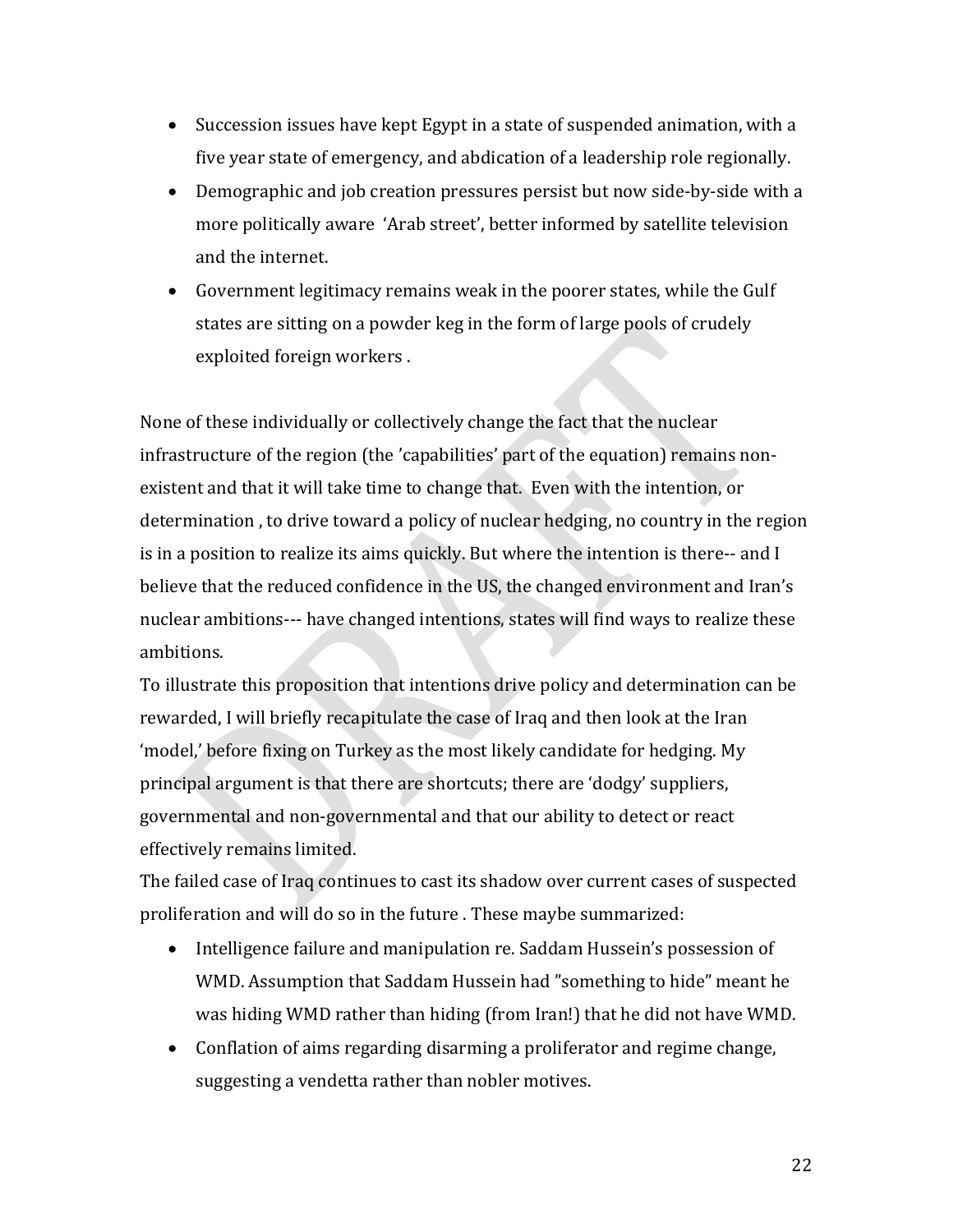- Succession issues have kept Egypt in a state of suspended animation, with a five year state of emergency, and abdication of a leadership role regionally.
- Demographic and job creation pressures persist but now side-by-side with a more politically aware 'Arab street', better informed by satellite television and the internet.
- Government legitimacy remains weak in the poorer states, while the Gulf states are sitting on a powder keg in the form of large pools of crudely exploited foreign workers .

None of these individually or collectively change the fact that the nuclear infrastructure of the region (the 'capabilities' part of the equation) remains non-existent and that it will take time to change that. Even with the intention, or determination , to drive toward a policy of nuclear hedging, no country in the region is in a position to realize its aims quickly. But where the intention is there-- and I believe that the reduced confidence in the US, the changed environment and Iran's nuclear ambitions--- have changed intentions, states will find ways to realize these ambitions.

To illustrate this proposition that intentions drive policy and determination can be rewarded, I will briefly recapitulate the case of Iraq and then look at the Iran 'model,' before fixing on Turkey as the most likely candidate for hedging. My principal argument is that there are shortcuts; there are 'dodgy' suppliers, governmental and non-governmental and that our ability to detect or react effectively remains limited.

The failed case of Iraq continues to cast its shadow over current cases of suspected proliferation and will do so in the future . These maybe summarized:

- Intelligence failure and manipulation re. Saddam Hussein's possession of WMD. Assumption that Saddam Hussein had "something to hide" meant he was hiding WMD rather than hiding (from Iran!) that he did not have WMD.
- Conflation of aims regarding disarming a proliferator and regime change, suggesting a vendetta rather than nobler motives.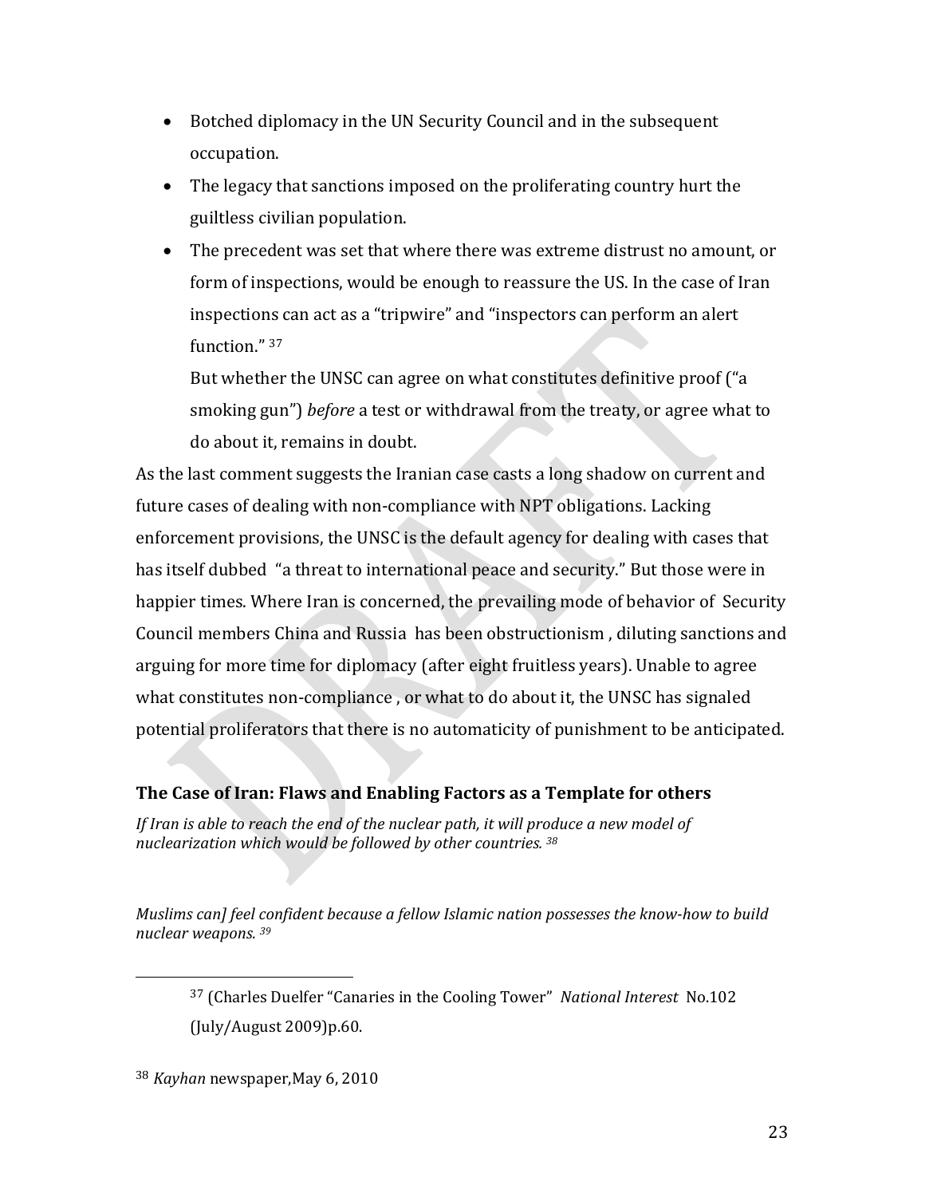- Botched diplomacy in the UN Security Council and in the subsequent occupation.
- The legacy that sanctions imposed on the proliferating country hurt the guiltless civilian population.
- The precedent was set that where there was extreme distrust no amount, or form of inspections, would be enough to reassure the US. In the case of Iran inspections can act as a "tripwire" and "inspectors can perform an alert function." [37]

  But whether the UNSC can agree on what constitutes definitive proof ("a smoking gun") *before* a test or withdrawal from the treaty, or agree what to do about it, remains in doubt.

As the last comment suggests the Iranian case casts a long shadow on current and future cases of dealing with non-compliance with NPT obligations. Lacking enforcement provisions, the UNSC is the default agency for dealing with cases that has itself dubbed "a threat to international peace and security." But those were in happier times. Where Iran is concerned, the prevailing mode of behavior of Security Council members China and Russia has been obstructionism , diluting sanctions and arguing for more time for diplomacy (after eight fruitless years). Unable to agree what constitutes non-compliance , or what to do about it, the UNSC has signaled potential proliferators that there is no automaticity of punishment to be anticipated.

### The Case of Iran: Flaws and Enabling Factors as a Template for others

*If Iran is able to reach the end of the nuclear path, it will produce a new model of nuclearization which would be followed by other countries.* [38]

*Muslims can] feel confident because a fellow Islamic nation possesses the know-how to build nuclear weapons.* [39]

---

[37] (Charles Duelfer "Canaries in the Cooling Tower" *National Interest* No.102 (July/August 2009)p.60.

[38] *Kayhan* newspaper,May 6, 2010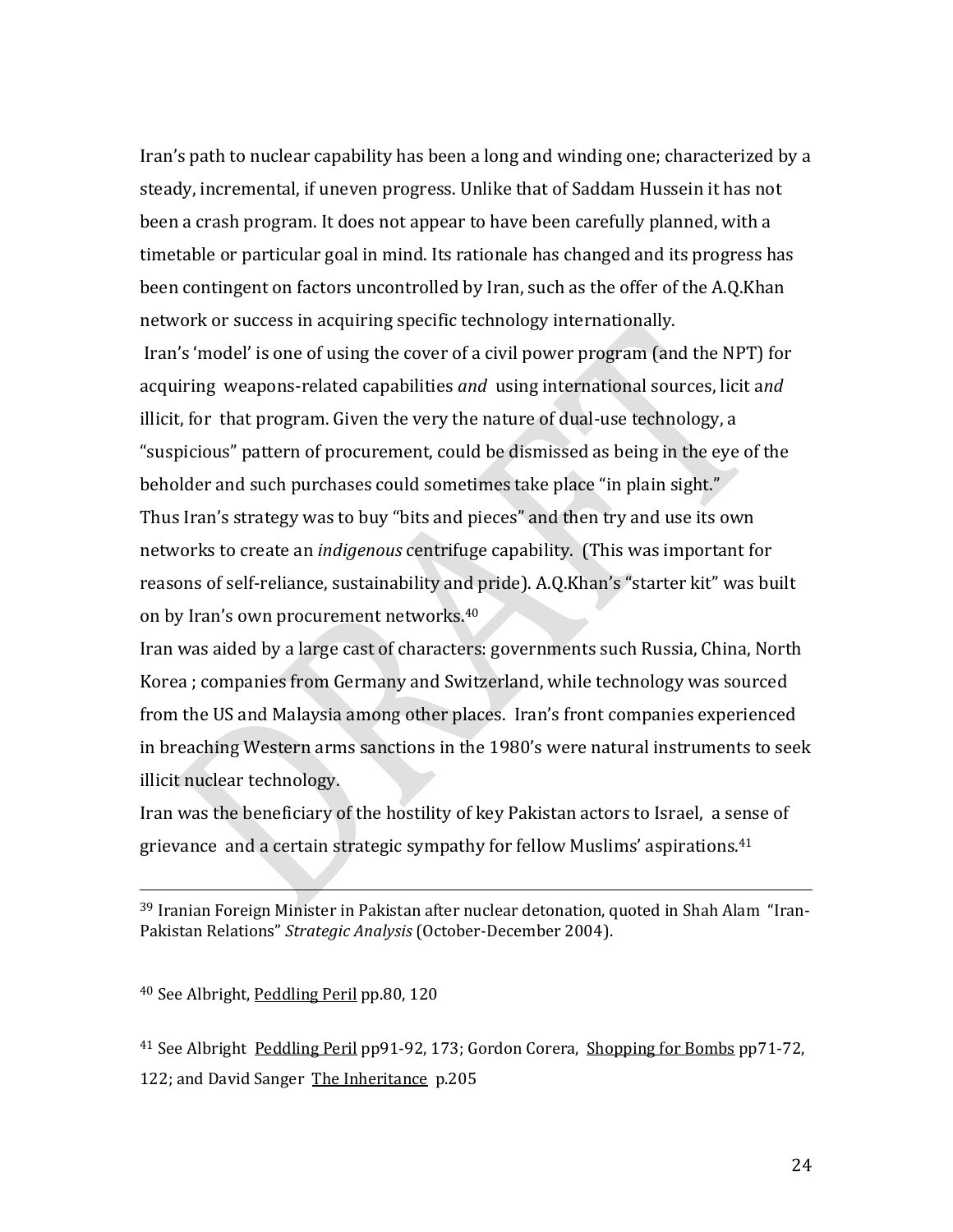Iran's path to nuclear capability has been a long and winding one; characterized by a steady, incremental, if uneven progress. Unlike that of Saddam Hussein it has not been a crash program. It does not appear to have been carefully planned, with a timetable or particular goal in mind. Its rationale has changed and its progress has been contingent on factors uncontrolled by Iran, such as the offer of the A.Q.Khan network or success in acquiring specific technology internationally.

Iran's 'model' is one of using the cover of a civil power program (and the NPT) for acquiring weapons-related capabilities *and* using international sources, licit a*nd* illicit, for that program. Given the very the nature of dual-use technology, a "suspicious" pattern of procurement, could be dismissed as being in the eye of the beholder and such purchases could sometimes take place "in plain sight."

Thus Iran's strategy was to buy "bits and pieces" and then try and use its own networks to create an *indigenous* centrifuge capability. (This was important for reasons of self-reliance, sustainability and pride). A.Q.Khan's "starter kit" was built on by Iran's own procurement networks.[40]

Iran was aided by a large cast of characters: governments such Russia, China, North Korea ; companies from Germany and Switzerland, while technology was sourced from the US and Malaysia among other places. Iran's front companies experienced in breaching Western arms sanctions in the 1980's were natural instruments to seek illicit nuclear technology.

Iran was the beneficiary of the hostility of key Pakistan actors to Israel, a sense of grievance and a certain strategic sympathy for fellow Muslims' aspirations.[41]

---

[39] Iranian Foreign Minister in Pakistan after nuclear detonation, quoted in Shah Alam "Iran-Pakistan Relations" *Strategic Analysis* (October-December 2004).

[40] See Albright, Peddling Peril pp.80, 120

[41] See Albright Peddling Peril pp91-92, 173; Gordon Corera, Shopping for Bombs pp71-72, 122; and David Sanger The Inheritance p.205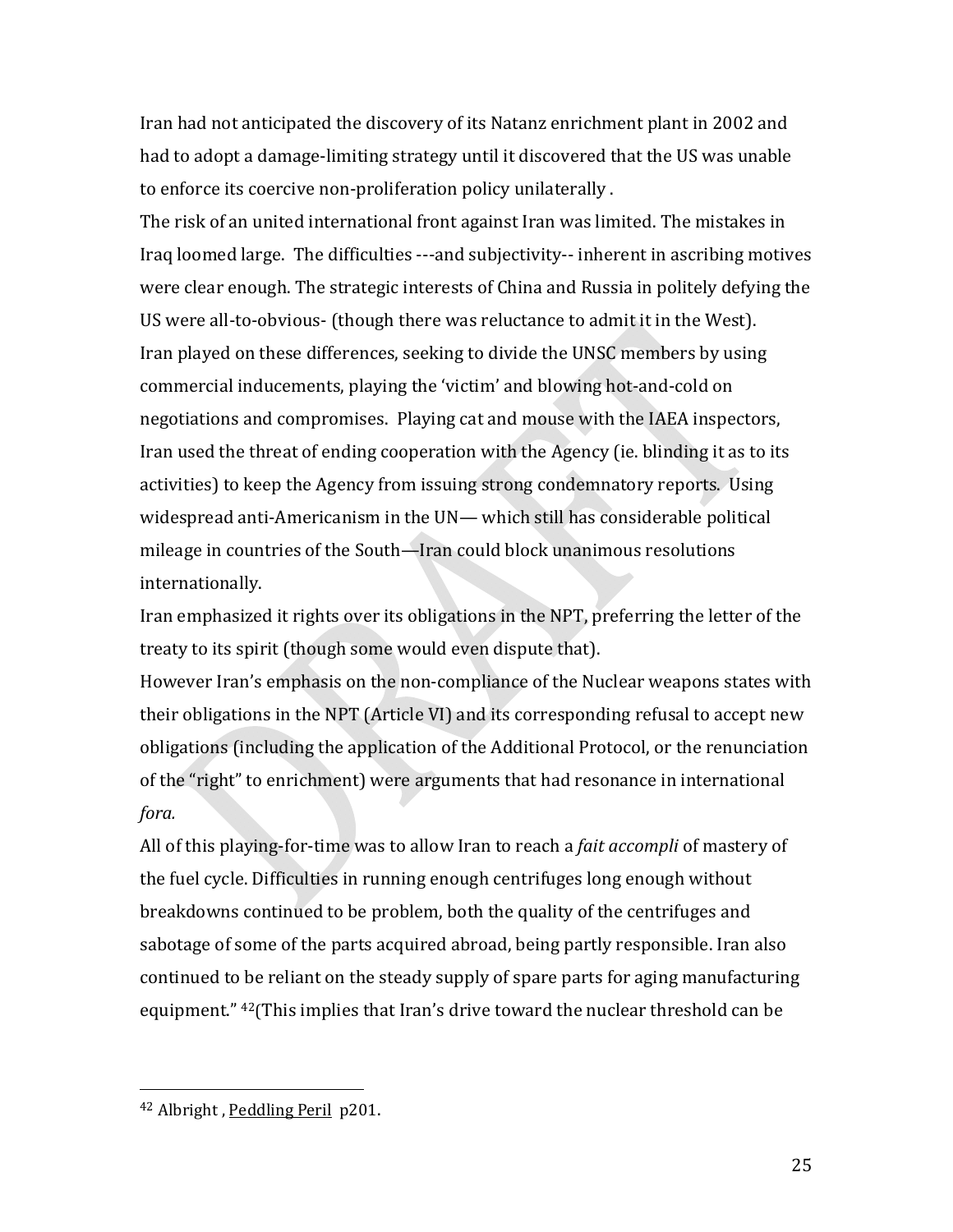Iran had not anticipated the discovery of its Natanz enrichment plant in 2002 and had to adopt a damage-limiting strategy until it discovered that the US was unable to enforce its coercive non-proliferation policy unilaterally .

The risk of an united international front against Iran was limited. The mistakes in Iraq loomed large. The difficulties ---and subjectivity-- inherent in ascribing motives were clear enough. The strategic interests of China and Russia in politely defying the US were all-to-obvious- (though there was reluctance to admit it in the West).

Iran played on these differences, seeking to divide the UNSC members by using commercial inducements, playing the 'victim' and blowing hot-and-cold on negotiations and compromises. Playing cat and mouse with the IAEA inspectors, Iran used the threat of ending cooperation with the Agency (ie. blinding it as to its activities) to keep the Agency from issuing strong condemnatory reports. Using widespread anti-Americanism in the UN— which still has considerable political mileage in countries of the South—Iran could block unanimous resolutions internationally.

Iran emphasized it rights over its obligations in the NPT, preferring the letter of the treaty to its spirit (though some would even dispute that).

However Iran's emphasis on the non-compliance of the Nuclear weapons states with their obligations in the NPT (Article VI) and its corresponding refusal to accept new obligations (including the application of the Additional Protocol, or the renunciation of the "right" to enrichment) were arguments that had resonance in international *fora.*

All of this playing-for-time was to allow Iran to reach a *fait accompli* of mastery of the fuel cycle. Difficulties in running enough centrifuges long enough without breakdowns continued to be problem, both the quality of the centrifuges and sabotage of some of the parts acquired abroad, being partly responsible. Iran also continued to be reliant on the steady supply of spare parts for aging manufacturing equipment." [42](This implies that Iran's drive toward the nuclear threshold can be

---

[42] Albright , Peddling Peril p201.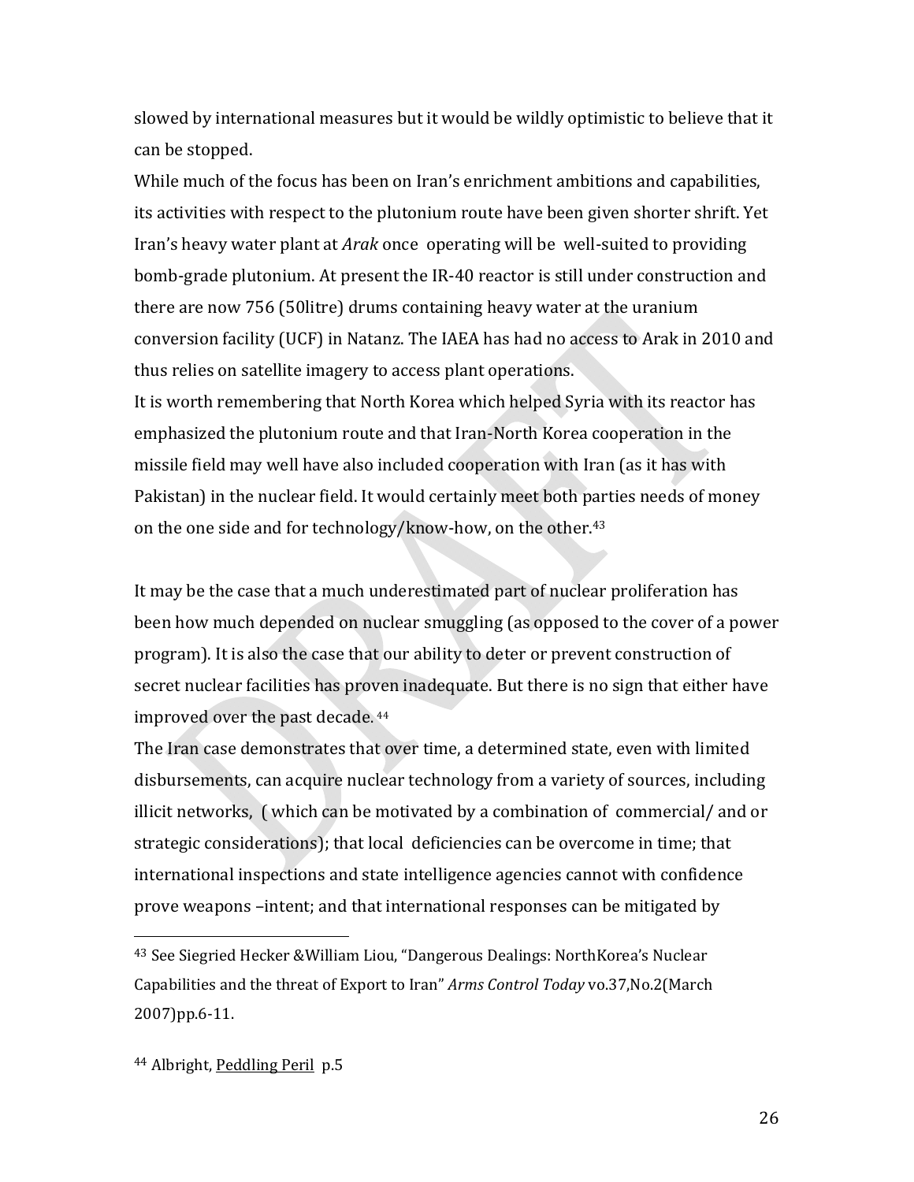slowed by international measures but it would be wildly optimistic to believe that it can be stopped.

While much of the focus has been on Iran's enrichment ambitions and capabilities, its activities with respect to the plutonium route have been given shorter shrift. Yet Iran's heavy water plant at *Arak* once operating will be well-suited to providing bomb-grade plutonium. At present the IR-40 reactor is still under construction and there are now 756 (50litre) drums containing heavy water at the uranium conversion facility (UCF) in Natanz. The IAEA has had no access to Arak in 2010 and thus relies on satellite imagery to access plant operations.

It is worth remembering that North Korea which helped Syria with its reactor has emphasized the plutonium route and that Iran-North Korea cooperation in the missile field may well have also included cooperation with Iran (as it has with Pakistan) in the nuclear field. It would certainly meet both parties needs of money on the one side and for technology/know-how, on the other.[43]

It may be the case that a much underestimated part of nuclear proliferation has been how much depended on nuclear smuggling (as opposed to the cover of a power program). It is also the case that our ability to deter or prevent construction of secret nuclear facilities has proven inadequate. But there is no sign that either have improved over the past decade. [44]

The Iran case demonstrates that over time, a determined state, even with limited disbursements, can acquire nuclear technology from a variety of sources, including illicit networks, ( which can be motivated by a combination of commercial/ and or strategic considerations); that local deficiencies can be overcome in time; that international inspections and state intelligence agencies cannot with confidence prove weapons –intent; and that international responses can be mitigated by

---

[43] See Siegried Hecker &William Liou, "Dangerous Dealings: NorthKorea's Nuclear Capabilities and the threat of Export to Iran" *Arms Control Today* vo.37,No.2(March 2007)pp.6-11.

[44] Albright, Peddling Peril p.5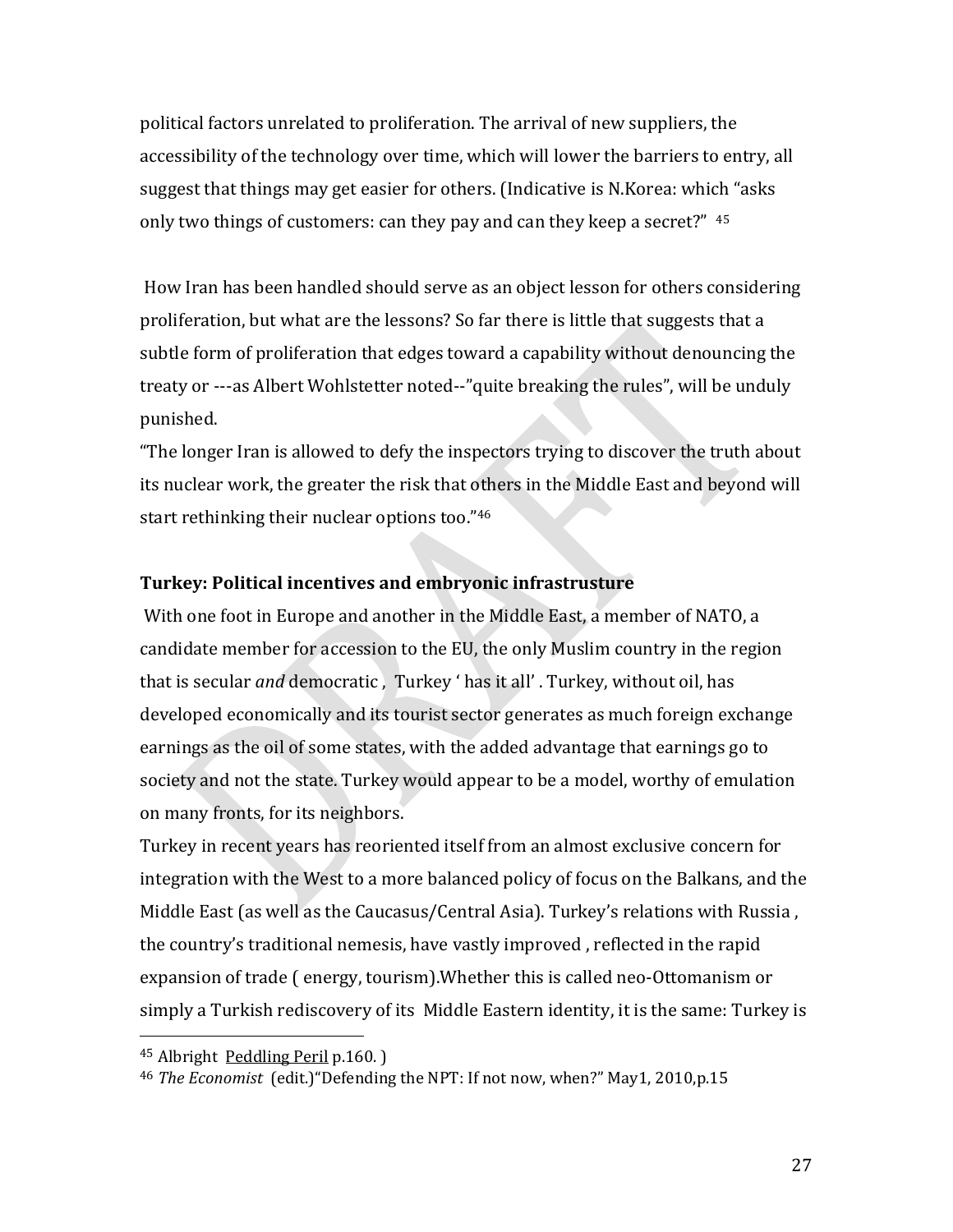political factors unrelated to proliferation. The arrival of new suppliers, the accessibility of the technology over time, which will lower the barriers to entry, all suggest that things may get easier for others. (Indicative is N.Korea: which "asks only two things of customers: can they pay and can they keep a secret?" [45]

How Iran has been handled should serve as an object lesson for others considering proliferation, but what are the lessons? So far there is little that suggests that a subtle form of proliferation that edges toward a capability without denouncing the treaty or ---as Albert Wohlstetter noted--"quite breaking the rules", will be unduly punished.

"The longer Iran is allowed to defy the inspectors trying to discover the truth about its nuclear work, the greater the risk that others in the Middle East and beyond will start rethinking their nuclear options too."[46]

**Turkey: Political incentives and embryonic infrastrusture**

With one foot in Europe and another in the Middle East, a member of NATO, a candidate member for accession to the EU, the only Muslim country in the region that is secular *and* democratic , Turkey ' has it all' . Turkey, without oil, has developed economically and its tourist sector generates as much foreign exchange earnings as the oil of some states, with the added advantage that earnings go to society and not the state. Turkey would appear to be a model, worthy of emulation on many fronts, for its neighbors.

Turkey in recent years has reoriented itself from an almost exclusive concern for integration with the West to a more balanced policy of focus on the Balkans, and the Middle East (as well as the Caucasus/Central Asia). Turkey's relations with Russia , the country's traditional nemesis, have vastly improved , reflected in the rapid expansion of trade ( energy, tourism).Whether this is called neo-Ottomanism or simply a Turkish rediscovery of its Middle Eastern identity, it is the same: Turkey is

---

[45] Albright Peddling Peril p.160. )

[46] *The Economist* (edit.)"Defending the NPT: If not now, when?" May1, 2010,p.15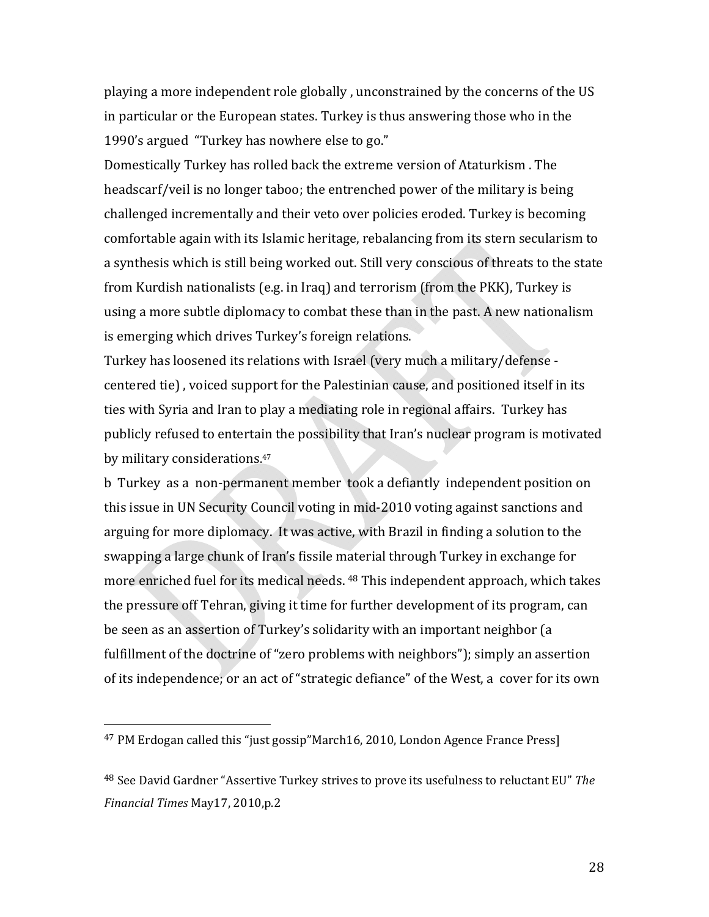playing a more independent role globally , unconstrained by the concerns of the US in particular or the European states. Turkey is thus answering those who in the 1990's argued "Turkey has nowhere else to go."

Domestically Turkey has rolled back the extreme version of Ataturkism . The headscarf/veil is no longer taboo; the entrenched power of the military is being challenged incrementally and their veto over policies eroded. Turkey is becoming comfortable again with its Islamic heritage, rebalancing from its stern secularism to a synthesis which is still being worked out. Still very conscious of threats to the state from Kurdish nationalists (e.g. in Iraq) and terrorism (from the PKK), Turkey is using a more subtle diplomacy to combat these than in the past. A new nationalism is emerging which drives Turkey's foreign relations.

Turkey has loosened its relations with Israel (very much a military/defense - centered tie) , voiced support for the Palestinian cause, and positioned itself in its ties with Syria and Iran to play a mediating role in regional affairs. Turkey has publicly refused to entertain the possibility that Iran's nuclear program is motivated by military considerations.[47]

b Turkey as a non-permanent member took a defiantly independent position on this issue in UN Security Council voting in mid-2010 voting against sanctions and arguing for more diplomacy. It was active, with Brazil in finding a solution to the swapping a large chunk of Iran's fissile material through Turkey in exchange for more enriched fuel for its medical needs. [48] This independent approach, which takes the pressure off Tehran, giving it time for further development of its program, can be seen as an assertion of Turkey's solidarity with an important neighbor (a fulfillment of the doctrine of "zero problems with neighbors"); simply an assertion of its independence; or an act of "strategic defiance" of the West, a cover for its own

---

[47] PM Erdogan called this "just gossip"March16, 2010, London Agence France Press]

[48] See David Gardner "Assertive Turkey strives to prove its usefulness to reluctant EU" *The Financial Times* May17, 2010,p.2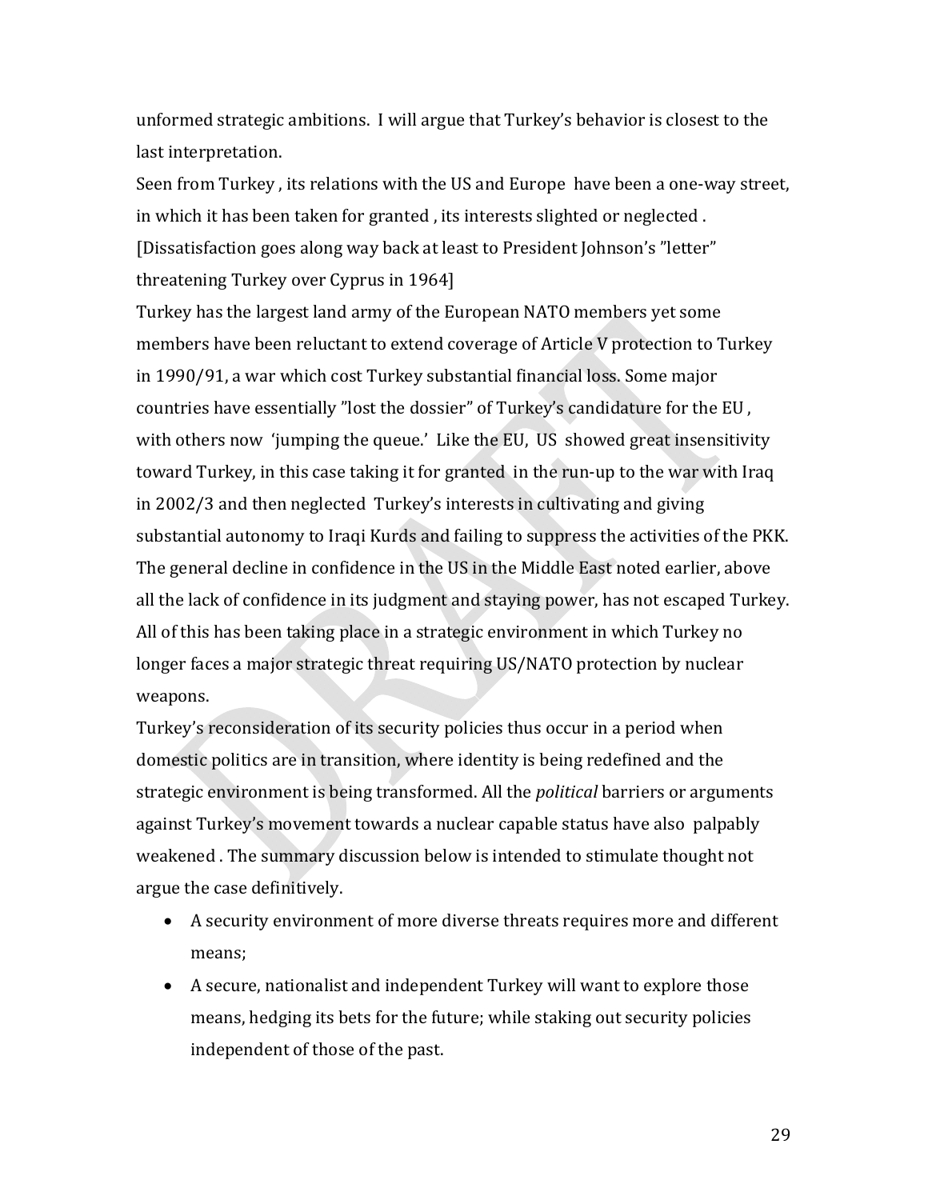unformed strategic ambitions. I will argue that Turkey's behavior is closest to the last interpretation.

Seen from Turkey , its relations with the US and Europe have been a one-way street, in which it has been taken for granted , its interests slighted or neglected . [Dissatisfaction goes along way back at least to President Johnson's "letter" threatening Turkey over Cyprus in 1964]

Turkey has the largest land army of the European NATO members yet some members have been reluctant to extend coverage of Article V protection to Turkey in 1990/91, a war which cost Turkey substantial financial loss. Some major countries have essentially "lost the dossier" of Turkey's candidature for the EU , with others now 'jumping the queue.' Like the EU, US showed great insensitivity toward Turkey, in this case taking it for granted in the run-up to the war with Iraq in 2002/3 and then neglected Turkey's interests in cultivating and giving substantial autonomy to Iraqi Kurds and failing to suppress the activities of the PKK. The general decline in confidence in the US in the Middle East noted earlier, above all the lack of confidence in its judgment and staying power, has not escaped Turkey. All of this has been taking place in a strategic environment in which Turkey no longer faces a major strategic threat requiring US/NATO protection by nuclear weapons.

Turkey's reconsideration of its security policies thus occur in a period when domestic politics are in transition, where identity is being redefined and the strategic environment is being transformed. All the *political* barriers or arguments against Turkey's movement towards a nuclear capable status have also palpably weakened . The summary discussion below is intended to stimulate thought not argue the case definitively.

- A security environment of more diverse threats requires more and different means;
- A secure, nationalist and independent Turkey will want to explore those means, hedging its bets for the future; while staking out security policies independent of those of the past.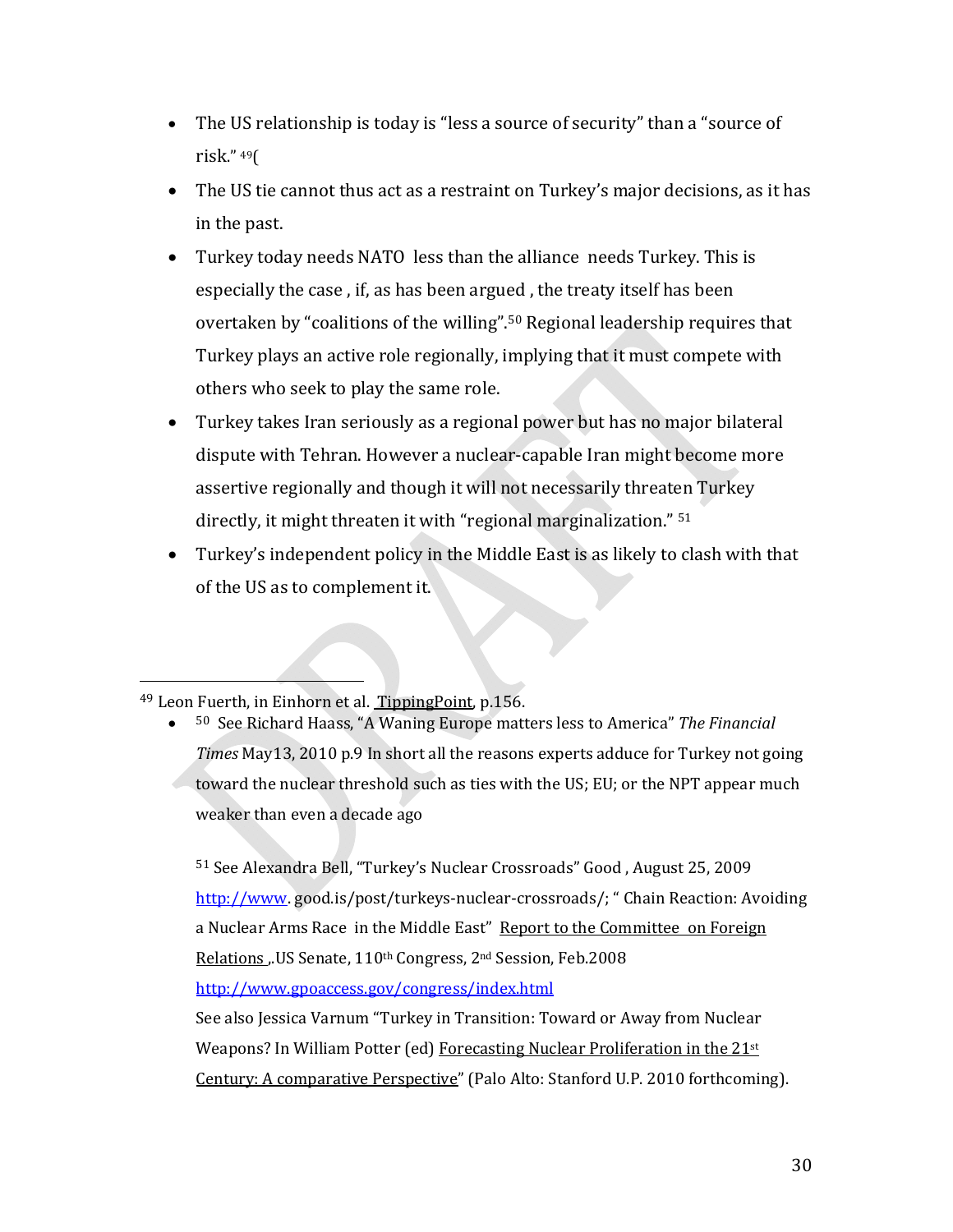- The US relationship is today is "less a source of security" than a "source of risk." [49](
- The US tie cannot thus act as a restraint on Turkey's major decisions, as it has in the past.
- Turkey today needs NATO less than the alliance needs Turkey. This is especially the case , if, as has been argued , the treaty itself has been overtaken by "coalitions of the willing".[50] Regional leadership requires that Turkey plays an active role regionally, implying that it must compete with others who seek to play the same role.
- Turkey takes Iran seriously as a regional power but has no major bilateral dispute with Tehran. However a nuclear-capable Iran might become more assertive regionally and though it will not necessarily threaten Turkey directly, it might threaten it with "regional marginalization." [51]
- Turkey's independent policy in the Middle East is as likely to clash with that of the US as to complement it.

---

[49] Leon Fuerth, in Einhorn et al. TippingPoint, p.156.

- [50] See Richard Haass, "A Waning Europe matters less to America" *The Financial Times* May13, 2010 p.9 In short all the reasons experts adduce for Turkey not going toward the nuclear threshold such as ties with the US; EU; or the NPT appear much weaker than even a decade ago

  [51] See Alexandra Bell, "Turkey's Nuclear Crossroads" Good , August 25, 2009 http://www. good.is/post/turkeys-nuclear-crossroads/; " Chain Reaction: Avoiding a Nuclear Arms Race in the Middle East" Report to the Committee on Foreign Relations ,.US Senate, 110th Congress, 2nd Session, Feb.2008 http://www.gpoaccess.gov/congress/index.html
  See also Jessica Varnum "Turkey in Transition: Toward or Away from Nuclear Weapons? In William Potter (ed) Forecasting Nuclear Proliferation in the 21st Century: A comparative Perspective" (Palo Alto: Stanford U.P. 2010 forthcoming).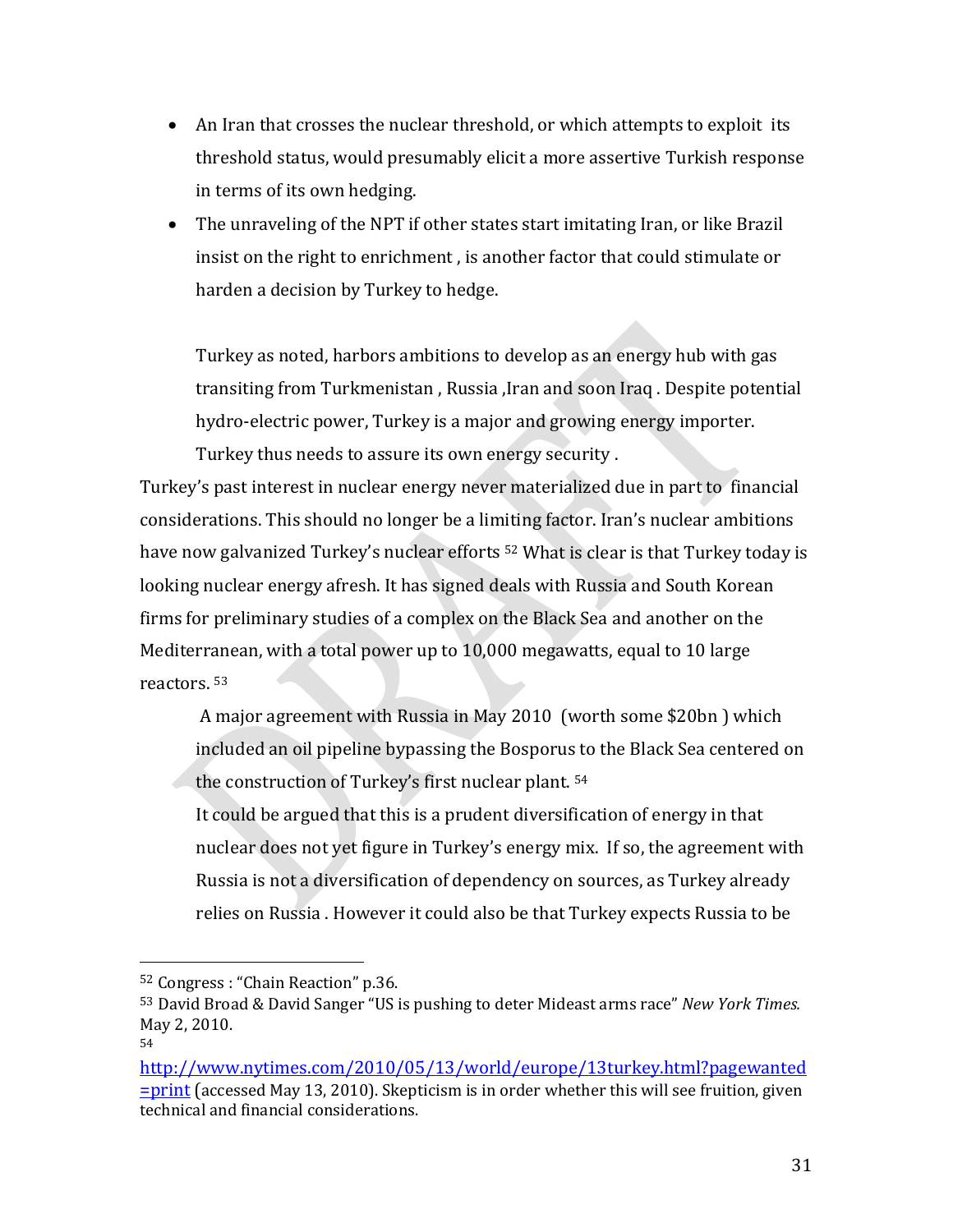- An Iran that crosses the nuclear threshold, or which attempts to exploit its threshold status, would presumably elicit a more assertive Turkish response in terms of its own hedging.
- The unraveling of the NPT if other states start imitating Iran, or like Brazil insist on the right to enrichment , is another factor that could stimulate or harden a decision by Turkey to hedge.

Turkey as noted, harbors ambitions to develop as an energy hub with gas transiting from Turkmenistan , Russia ,Iran and soon Iraq . Despite potential hydro-electric power, Turkey is a major and growing energy importer. Turkey thus needs to assure its own energy security .

Turkey's past interest in nuclear energy never materialized due in part to financial considerations. This should no longer be a limiting factor. Iran's nuclear ambitions have now galvanized Turkey's nuclear efforts [52] What is clear is that Turkey today is looking nuclear energy afresh. It has signed deals with Russia and South Korean firms for preliminary studies of a complex on the Black Sea and another on the Mediterranean, with a total power up to 10,000 megawatts, equal to 10 large reactors. [53]

A major agreement with Russia in May 2010 (worth some $20bn ) which included an oil pipeline bypassing the Bosporus to the Black Sea centered on the construction of Turkey's first nuclear plant. [54]

It could be argued that this is a prudent diversification of energy in that nuclear does not yet figure in Turkey's energy mix. If so, the agreement with Russia is not a diversification of dependency on sources, as Turkey already relies on Russia . However it could also be that Turkey expects Russia to be

---

[52] Congress : "Chain Reaction" p.36.

[53] David Broad & David Sanger "US is pushing to deter Mideast arms race" *New York Times.* May 2, 2010.

[54] http://www.nytimes.com/2010/05/13/world/europe/13turkey.html?pagewanted=print (accessed May 13, 2010). Skepticism is in order whether this will see fruition, given technical and financial considerations.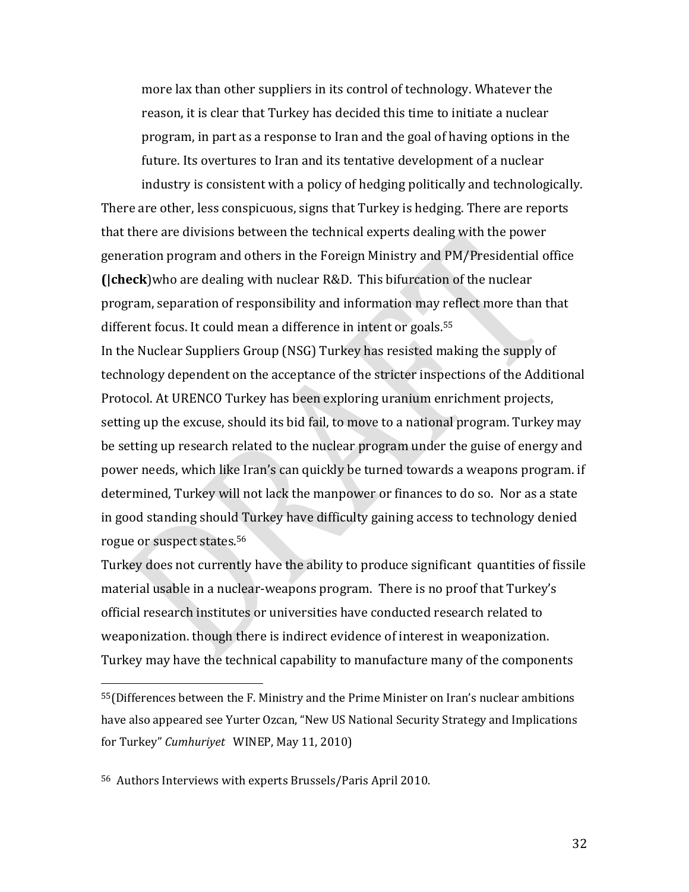> more lax than other suppliers in its control of technology. Whatever the reason, it is clear that Turkey has decided this time to initiate a nuclear program, in part as a response to Iran and the goal of having options in the future. Its overtures to Iran and its tentative development of a nuclear industry is consistent with a policy of hedging politically and technologically.

There are other, less conspicuous, signs that Turkey is hedging. There are reports that there are divisions between the technical experts dealing with the power generation program and others in the Foreign Ministry and PM/Presidential office **(|check**)who are dealing with nuclear R&D. This bifurcation of the nuclear program, separation of responsibility and information may reflect more than that different focus. It could mean a difference in intent or goals.[55]

In the Nuclear Suppliers Group (NSG) Turkey has resisted making the supply of technology dependent on the acceptance of the stricter inspections of the Additional Protocol. At URENCO Turkey has been exploring uranium enrichment projects, setting up the excuse, should its bid fail, to move to a national program. Turkey may be setting up research related to the nuclear program under the guise of energy and power needs, which like Iran's can quickly be turned towards a weapons program. if determined, Turkey will not lack the manpower or finances to do so. Nor as a state in good standing should Turkey have difficulty gaining access to technology denied rogue or suspect states.[56]

Turkey does not currently have the ability to produce significant quantities of fissile material usable in a nuclear-weapons program. There is no proof that Turkey's official research institutes or universities have conducted research related to weaponization. though there is indirect evidence of interest in weaponization. Turkey may have the technical capability to manufacture many of the components

---

[55](Differences between the F. Ministry and the Prime Minister on Iran's nuclear ambitions have also appeared see Yurter Ozcan, "New US National Security Strategy and Implications for Turkey" *Cumhuriyet* WINEP, May 11, 2010)

[56] Authors Interviews with experts Brussels/Paris April 2010.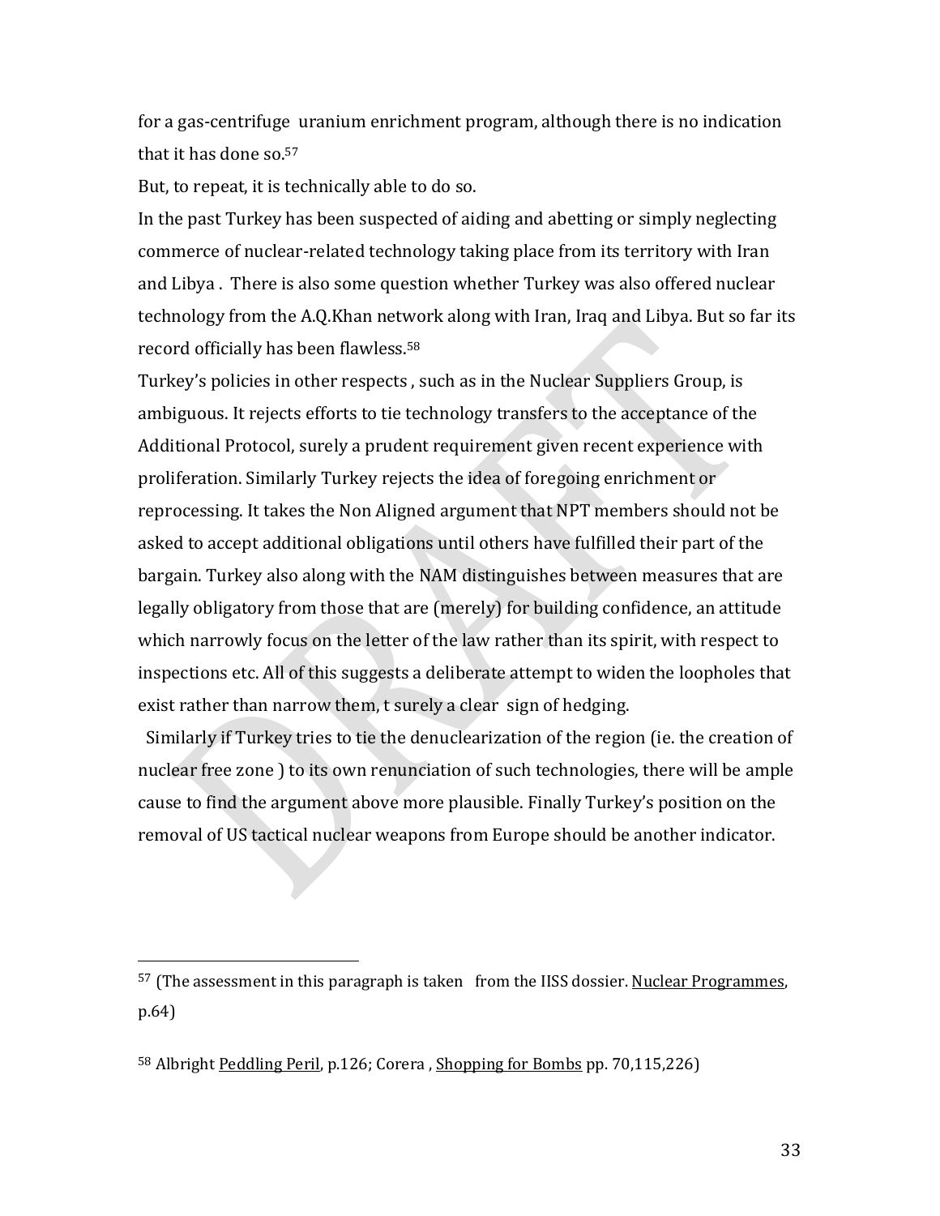for a gas-centrifuge uranium enrichment program, although there is no indication that it has done so.[57]

But, to repeat, it is technically able to do so.

In the past Turkey has been suspected of aiding and abetting or simply neglecting commerce of nuclear-related technology taking place from its territory with Iran and Libya . There is also some question whether Turkey was also offered nuclear technology from the A.Q.Khan network along with Iran, Iraq and Libya. But so far its record officially has been flawless.[58]

Turkey's policies in other respects , such as in the Nuclear Suppliers Group, is ambiguous. It rejects efforts to tie technology transfers to the acceptance of the Additional Protocol, surely a prudent requirement given recent experience with proliferation. Similarly Turkey rejects the idea of foregoing enrichment or reprocessing. It takes the Non Aligned argument that NPT members should not be asked to accept additional obligations until others have fulfilled their part of the bargain. Turkey also along with the NAM distinguishes between measures that are legally obligatory from those that are (merely) for building confidence, an attitude which narrowly focus on the letter of the law rather than its spirit, with respect to inspections etc. All of this suggests a deliberate attempt to widen the loopholes that exist rather than narrow them, t surely a clear sign of hedging.

Similarly if Turkey tries to tie the denuclearization of the region (ie. the creation of nuclear free zone ) to its own renunciation of such technologies, there will be ample cause to find the argument above more plausible. Finally Turkey's position on the removal of US tactical nuclear weapons from Europe should be another indicator.

---

[57] (The assessment in this paragraph is taken from the IISS dossier. Nuclear Programmes, p.64)

[58] Albright Peddling Peril, p.126; Corera , Shopping for Bombs pp. 70,115,226)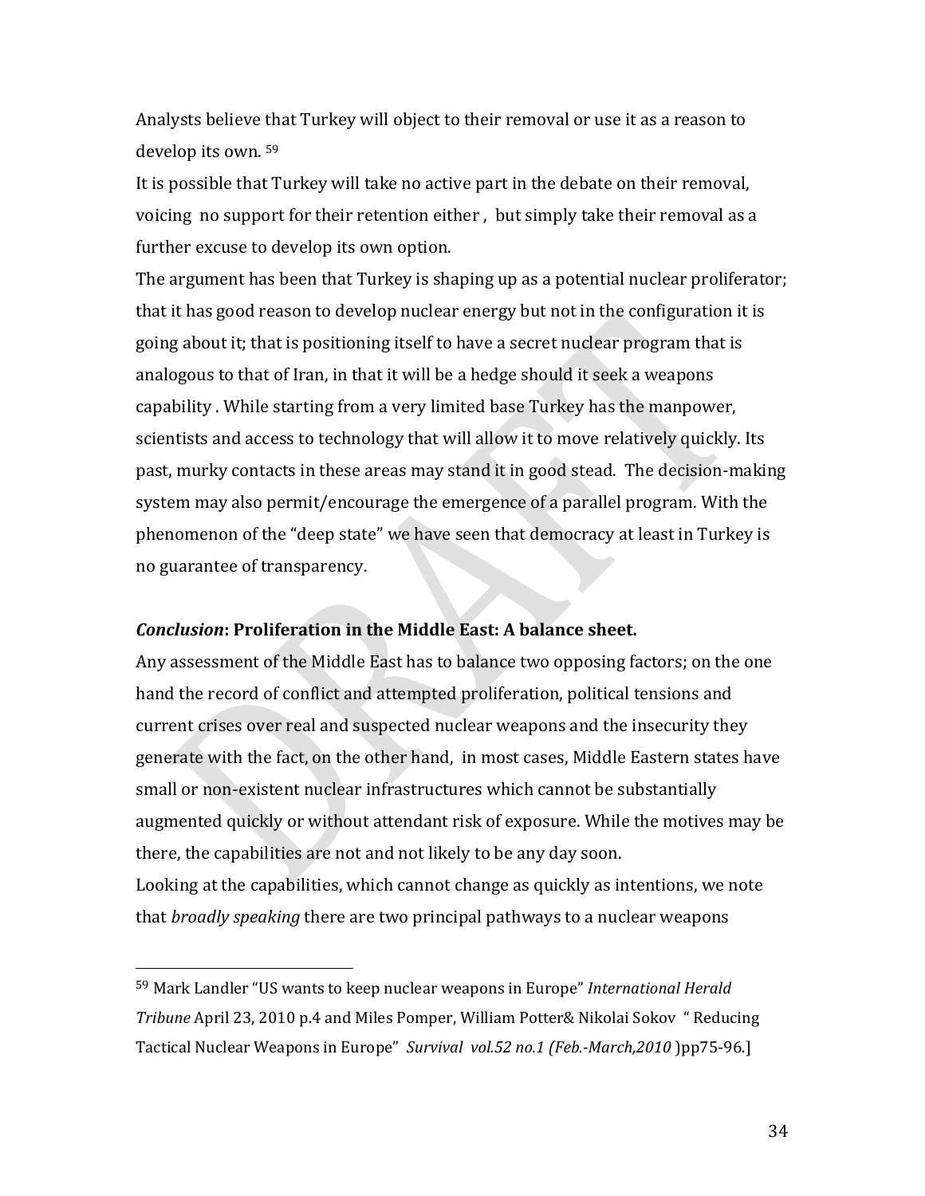Analysts believe that Turkey will object to their removal or use it as a reason to develop its own. [59]

It is possible that Turkey will take no active part in the debate on their removal, voicing no support for their retention either , but simply take their removal as a further excuse to develop its own option.

The argument has been that Turkey is shaping up as a potential nuclear proliferator; that it has good reason to develop nuclear energy but not in the configuration it is going about it; that is positioning itself to have a secret nuclear program that is analogous to that of Iran, in that it will be a hedge should it seek a weapons capability . While starting from a very limited base Turkey has the manpower, scientists and access to technology that will allow it to move relatively quickly. Its past, murky contacts in these areas may stand it in good stead. The decision-making system may also permit/encourage the emergence of a parallel program. With the phenomenon of the "deep state" we have seen that democracy at least in Turkey is no guarantee of transparency.

***Conclusion*: Proliferation in the Middle East: A balance sheet.**

Any assessment of the Middle East has to balance two opposing factors; on the one hand the record of conflict and attempted proliferation, political tensions and current crises over real and suspected nuclear weapons and the insecurity they generate with the fact, on the other hand, in most cases, Middle Eastern states have small or non-existent nuclear infrastructures which cannot be substantially augmented quickly or without attendant risk of exposure. While the motives may be there, the capabilities are not and not likely to be any day soon.

Looking at the capabilities, which cannot change as quickly as intentions, we note that *broadly speaking* there are two principal pathways to a nuclear weapons

---

[59] Mark Landler "US wants to keep nuclear weapons in Europe" *International Herald Tribune* April 23, 2010 p.4 and Miles Pomper, William Potter& Nikolai Sokov " Reducing Tactical Nuclear Weapons in Europe" *Survival vol.52 no.1 (Feb.-March,2010* )pp75-96.]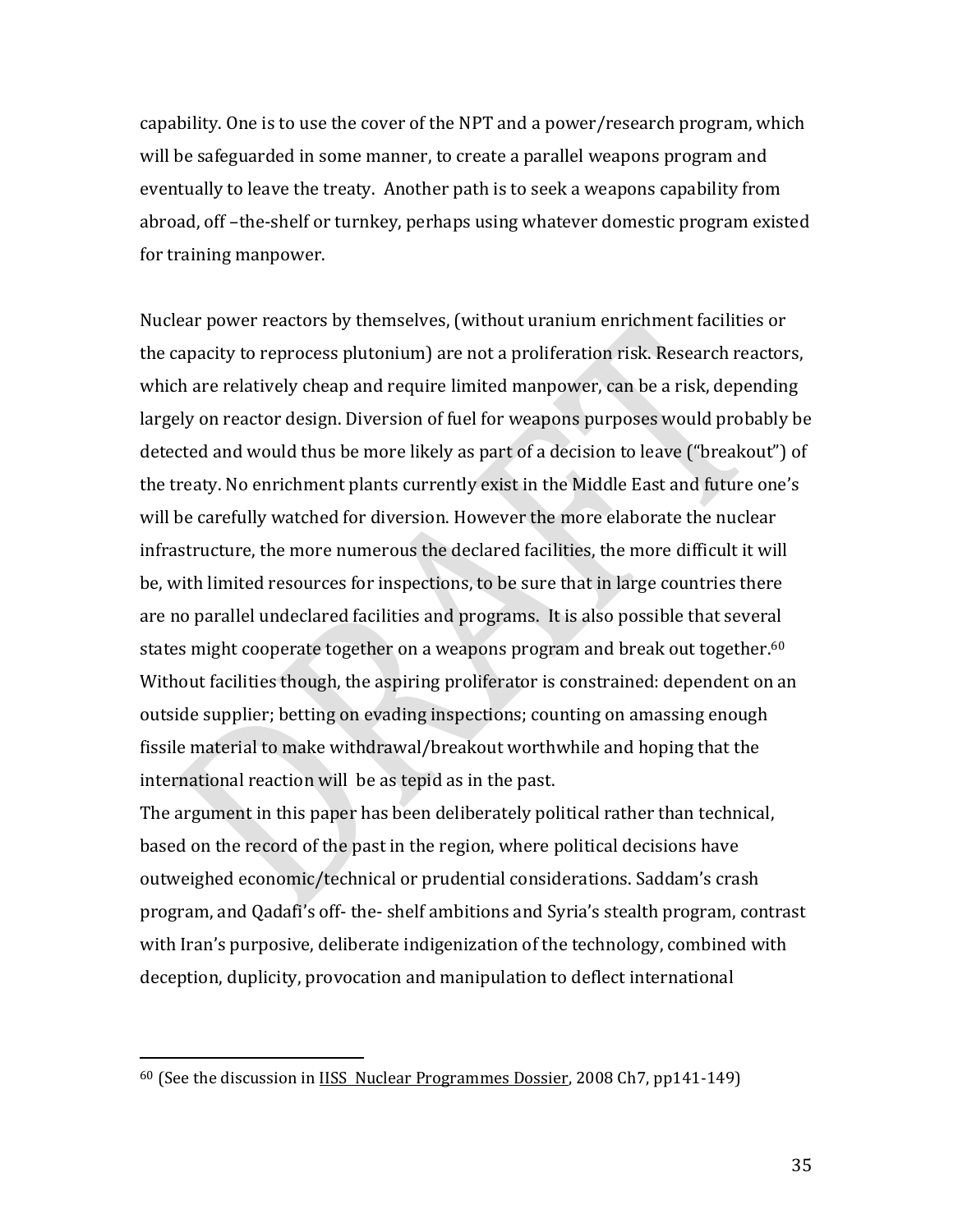capability. One is to use the cover of the NPT and a power/research program, which will be safeguarded in some manner, to create a parallel weapons program and eventually to leave the treaty. Another path is to seek a weapons capability from abroad, off –the-shelf or turnkey, perhaps using whatever domestic program existed for training manpower.

Nuclear power reactors by themselves, (without uranium enrichment facilities or the capacity to reprocess plutonium) are not a proliferation risk. Research reactors, which are relatively cheap and require limited manpower, can be a risk, depending largely on reactor design. Diversion of fuel for weapons purposes would probably be detected and would thus be more likely as part of a decision to leave ("breakout") of the treaty. No enrichment plants currently exist in the Middle East and future one's will be carefully watched for diversion. However the more elaborate the nuclear infrastructure, the more numerous the declared facilities, the more difficult it will be, with limited resources for inspections, to be sure that in large countries there are no parallel undeclared facilities and programs. It is also possible that several states might cooperate together on a weapons program and break out together.[60] Without facilities though, the aspiring proliferator is constrained: dependent on an outside supplier; betting on evading inspections; counting on amassing enough fissile material to make withdrawal/breakout worthwhile and hoping that the international reaction will be as tepid as in the past.

The argument in this paper has been deliberately political rather than technical, based on the record of the past in the region, where political decisions have outweighed economic/technical or prudential considerations. Saddam's crash program, and Qadafi's off- the- shelf ambitions and Syria's stealth program, contrast with Iran's purposive, deliberate indigenization of the technology, combined with deception, duplicity, provocation and manipulation to deflect international

---

[60] (See the discussion in IISS Nuclear Programmes Dossier, 2008 Ch7, pp141-149)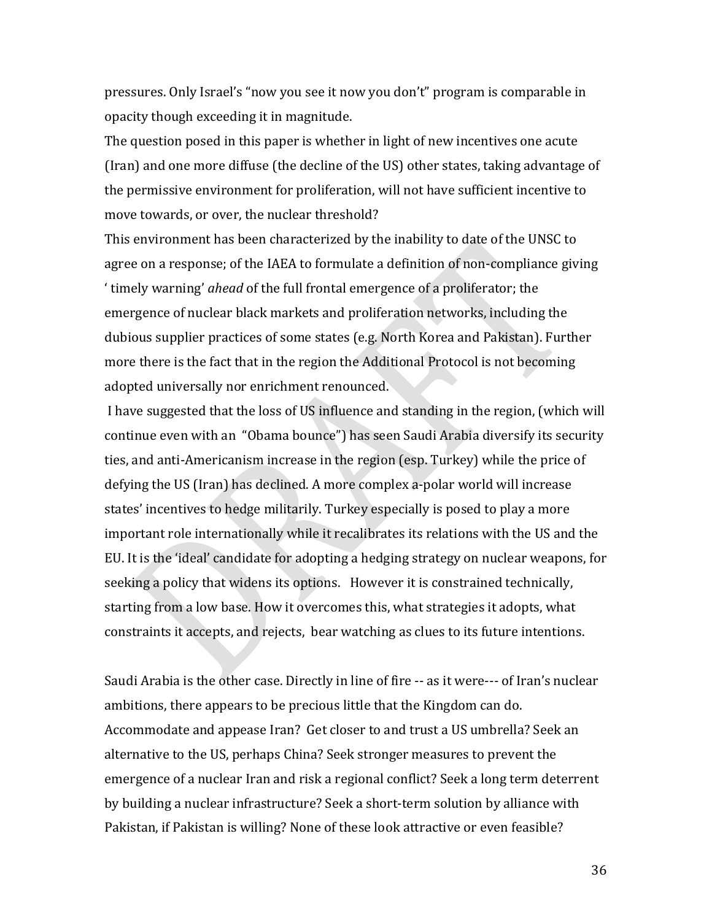pressures. Only Israel's "now you see it now you don't" program is comparable in opacity though exceeding it in magnitude.

The question posed in this paper is whether in light of new incentives one acute (Iran) and one more diffuse (the decline of the US) other states, taking advantage of the permissive environment for proliferation, will not have sufficient incentive to move towards, or over, the nuclear threshold?

This environment has been characterized by the inability to date of the UNSC to agree on a response; of the IAEA to formulate a definition of non-compliance giving ' timely warning' *ahead* of the full frontal emergence of a proliferator; the emergence of nuclear black markets and proliferation networks, including the dubious supplier practices of some states (e.g. North Korea and Pakistan). Further more there is the fact that in the region the Additional Protocol is not becoming adopted universally nor enrichment renounced.

I have suggested that the loss of US influence and standing in the region, (which will continue even with an "Obama bounce") has seen Saudi Arabia diversify its security ties, and anti-Americanism increase in the region (esp. Turkey) while the price of defying the US (Iran) has declined. A more complex a-polar world will increase states' incentives to hedge militarily. Turkey especially is posed to play a more important role internationally while it recalibrates its relations with the US and the EU. It is the 'ideal' candidate for adopting a hedging strategy on nuclear weapons, for seeking a policy that widens its options. However it is constrained technically, starting from a low base. How it overcomes this, what strategies it adopts, what constraints it accepts, and rejects, bear watching as clues to its future intentions.

Saudi Arabia is the other case. Directly in line of fire -- as it were--- of Iran's nuclear ambitions, there appears to be precious little that the Kingdom can do. Accommodate and appease Iran? Get closer to and trust a US umbrella? Seek an alternative to the US, perhaps China? Seek stronger measures to prevent the emergence of a nuclear Iran and risk a regional conflict? Seek a long term deterrent by building a nuclear infrastructure? Seek a short-term solution by alliance with Pakistan, if Pakistan is willing? None of these look attractive or even feasible?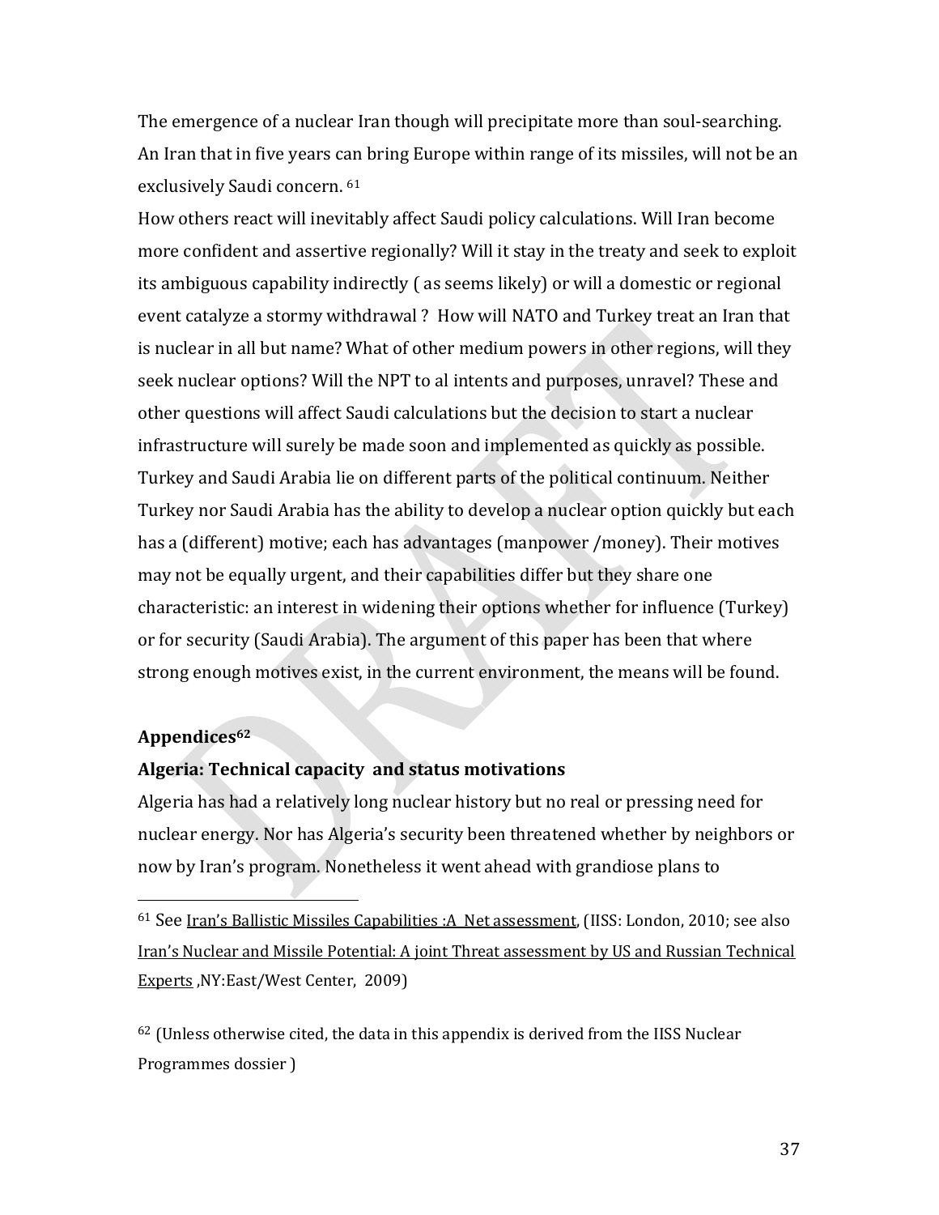The emergence of a nuclear Iran though will precipitate more than soul-searching. An Iran that in five years can bring Europe within range of its missiles, will not be an exclusively Saudi concern. [61]

How others react will inevitably affect Saudi policy calculations. Will Iran become more confident and assertive regionally? Will it stay in the treaty and seek to exploit its ambiguous capability indirectly ( as seems likely) or will a domestic or regional event catalyze a stormy withdrawal ? How will NATO and Turkey treat an Iran that is nuclear in all but name? What of other medium powers in other regions, will they seek nuclear options? Will the NPT to al intents and purposes, unravel? These and other questions will affect Saudi calculations but the decision to start a nuclear infrastructure will surely be made soon and implemented as quickly as possible.

Turkey and Saudi Arabia lie on different parts of the political continuum. Neither Turkey nor Saudi Arabia has the ability to develop a nuclear option quickly but each has a (different) motive; each has advantages (manpower /money). Their motives may not be equally urgent, and their capabilities differ but they share one characteristic: an interest in widening their options whether for influence (Turkey) or for security (Saudi Arabia). The argument of this paper has been that where strong enough motives exist, in the current environment, the means will be found.

## Appendices[62]

### Algeria: Technical capacity and status motivations

Algeria has had a relatively long nuclear history but no real or pressing need for nuclear energy. Nor has Algeria's security been threatened whether by neighbors or now by Iran's program. Nonetheless it went ahead with grandiose plans to

---

[61] See Iran's Ballistic Missiles Capabilities :A Net assessment, (IISS: London, 2010; see also Iran's Nuclear and Missile Potential: A joint Threat assessment by US and Russian Technical Experts ,NY:East/West Center, 2009)

[62] (Unless otherwise cited, the data in this appendix is derived from the IISS Nuclear Programmes dossier )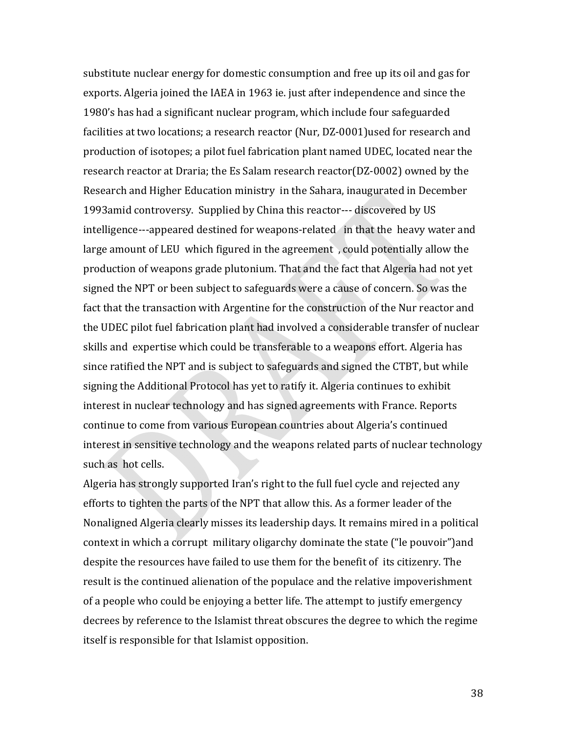substitute nuclear energy for domestic consumption and free up its oil and gas for exports. Algeria joined the IAEA in 1963 ie. just after independence and since the 1980's has had a significant nuclear program, which include four safeguarded facilities at two locations; a research reactor (Nur, DZ-0001)used for research and production of isotopes; a pilot fuel fabrication plant named UDEC, located near the research reactor at Draria; the Es Salam research reactor(DZ-0002) owned by the Research and Higher Education ministry in the Sahara, inaugurated in December 1993amid controversy. Supplied by China this reactor--- discovered by US intelligence---appeared destined for weapons-related in that the heavy water and large amount of LEU which figured in the agreement , could potentially allow the production of weapons grade plutonium. That and the fact that Algeria had not yet signed the NPT or been subject to safeguards were a cause of concern. So was the fact that the transaction with Argentine for the construction of the Nur reactor and the UDEC pilot fuel fabrication plant had involved a considerable transfer of nuclear skills and expertise which could be transferable to a weapons effort. Algeria has since ratified the NPT and is subject to safeguards and signed the CTBT, but while signing the Additional Protocol has yet to ratify it. Algeria continues to exhibit interest in nuclear technology and has signed agreements with France. Reports continue to come from various European countries about Algeria's continued interest in sensitive technology and the weapons related parts of nuclear technology such as hot cells.

Algeria has strongly supported Iran's right to the full fuel cycle and rejected any efforts to tighten the parts of the NPT that allow this. As a former leader of the Nonaligned Algeria clearly misses its leadership days. It remains mired in a political context in which a corrupt military oligarchy dominate the state ("le pouvoir")and despite the resources have failed to use them for the benefit of its citizenry. The result is the continued alienation of the populace and the relative impoverishment of a people who could be enjoying a better life. The attempt to justify emergency decrees by reference to the Islamist threat obscures the degree to which the regime itself is responsible for that Islamist opposition.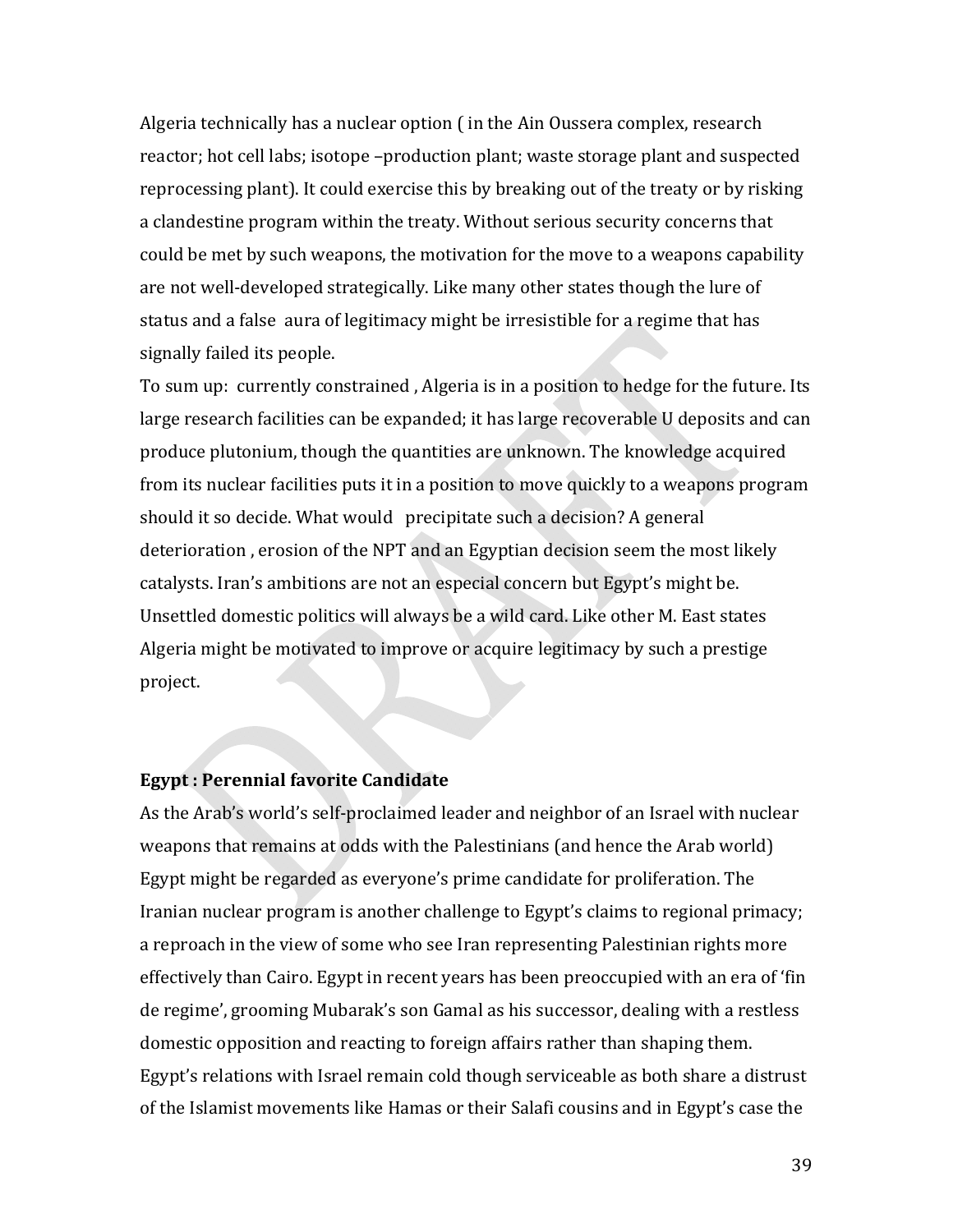Algeria technically has a nuclear option ( in the Ain Oussera complex, research reactor; hot cell labs; isotope –production plant; waste storage plant and suspected reprocessing plant). It could exercise this by breaking out of the treaty or by risking a clandestine program within the treaty. Without serious security concerns that could be met by such weapons, the motivation for the move to a weapons capability are not well-developed strategically. Like many other states though the lure of status and a false aura of legitimacy might be irresistible for a regime that has signally failed its people.

To sum up: currently constrained , Algeria is in a position to hedge for the future. Its large research facilities can be expanded; it has large recoverable U deposits and can produce plutonium, though the quantities are unknown. The knowledge acquired from its nuclear facilities puts it in a position to move quickly to a weapons program should it so decide. What would precipitate such a decision? A general deterioration , erosion of the NPT and an Egyptian decision seem the most likely catalysts. Iran's ambitions are not an especial concern but Egypt's might be. Unsettled domestic politics will always be a wild card. Like other M. East states Algeria might be motivated to improve or acquire legitimacy by such a prestige project.

**Egypt : Perennial favorite Candidate**

As the Arab's world's self-proclaimed leader and neighbor of an Israel with nuclear weapons that remains at odds with the Palestinians (and hence the Arab world) Egypt might be regarded as everyone's prime candidate for proliferation. The Iranian nuclear program is another challenge to Egypt's claims to regional primacy; a reproach in the view of some who see Iran representing Palestinian rights more effectively than Cairo. Egypt in recent years has been preoccupied with an era of 'fin de regime', grooming Mubarak's son Gamal as his successor, dealing with a restless domestic opposition and reacting to foreign affairs rather than shaping them. Egypt's relations with Israel remain cold though serviceable as both share a distrust of the Islamist movements like Hamas or their Salafi cousins and in Egypt's case the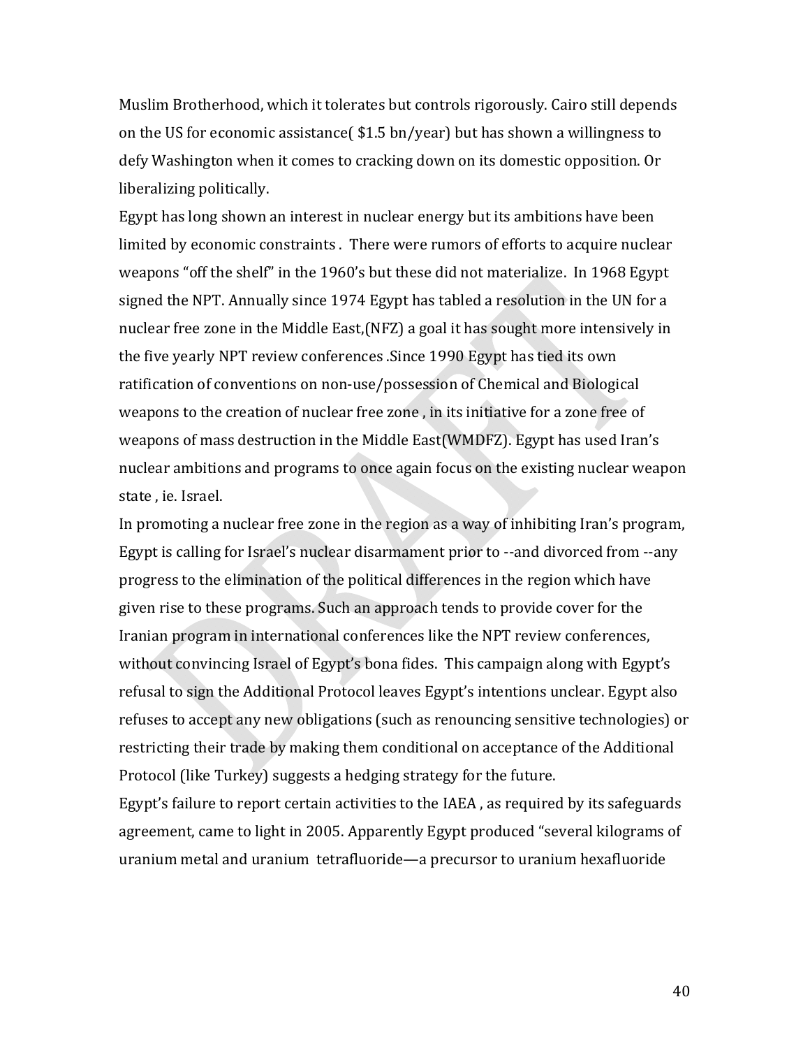Muslim Brotherhood, which it tolerates but controls rigorously. Cairo still depends on the US for economic assistance( $1.5 bn/year) but has shown a willingness to defy Washington when it comes to cracking down on its domestic opposition. Or liberalizing politically.

Egypt has long shown an interest in nuclear energy but its ambitions have been limited by economic constraints . There were rumors of efforts to acquire nuclear weapons "off the shelf" in the 1960's but these did not materialize. In 1968 Egypt signed the NPT. Annually since 1974 Egypt has tabled a resolution in the UN for a nuclear free zone in the Middle East,(NFZ) a goal it has sought more intensively in the five yearly NPT review conferences .Since 1990 Egypt has tied its own ratification of conventions on non-use/possession of Chemical and Biological weapons to the creation of nuclear free zone , in its initiative for a zone free of weapons of mass destruction in the Middle East(WMDFZ). Egypt has used Iran's nuclear ambitions and programs to once again focus on the existing nuclear weapon state , ie. Israel.

In promoting a nuclear free zone in the region as a way of inhibiting Iran's program, Egypt is calling for Israel's nuclear disarmament prior to --and divorced from --any progress to the elimination of the political differences in the region which have given rise to these programs. Such an approach tends to provide cover for the Iranian program in international conferences like the NPT review conferences, without convincing Israel of Egypt's bona fides. This campaign along with Egypt's refusal to sign the Additional Protocol leaves Egypt's intentions unclear. Egypt also refuses to accept any new obligations (such as renouncing sensitive technologies) or restricting their trade by making them conditional on acceptance of the Additional Protocol (like Turkey) suggests a hedging strategy for the future.

Egypt's failure to report certain activities to the IAEA , as required by its safeguards agreement, came to light in 2005. Apparently Egypt produced "several kilograms of uranium metal and uranium tetrafluoride—a precursor to uranium hexafluoride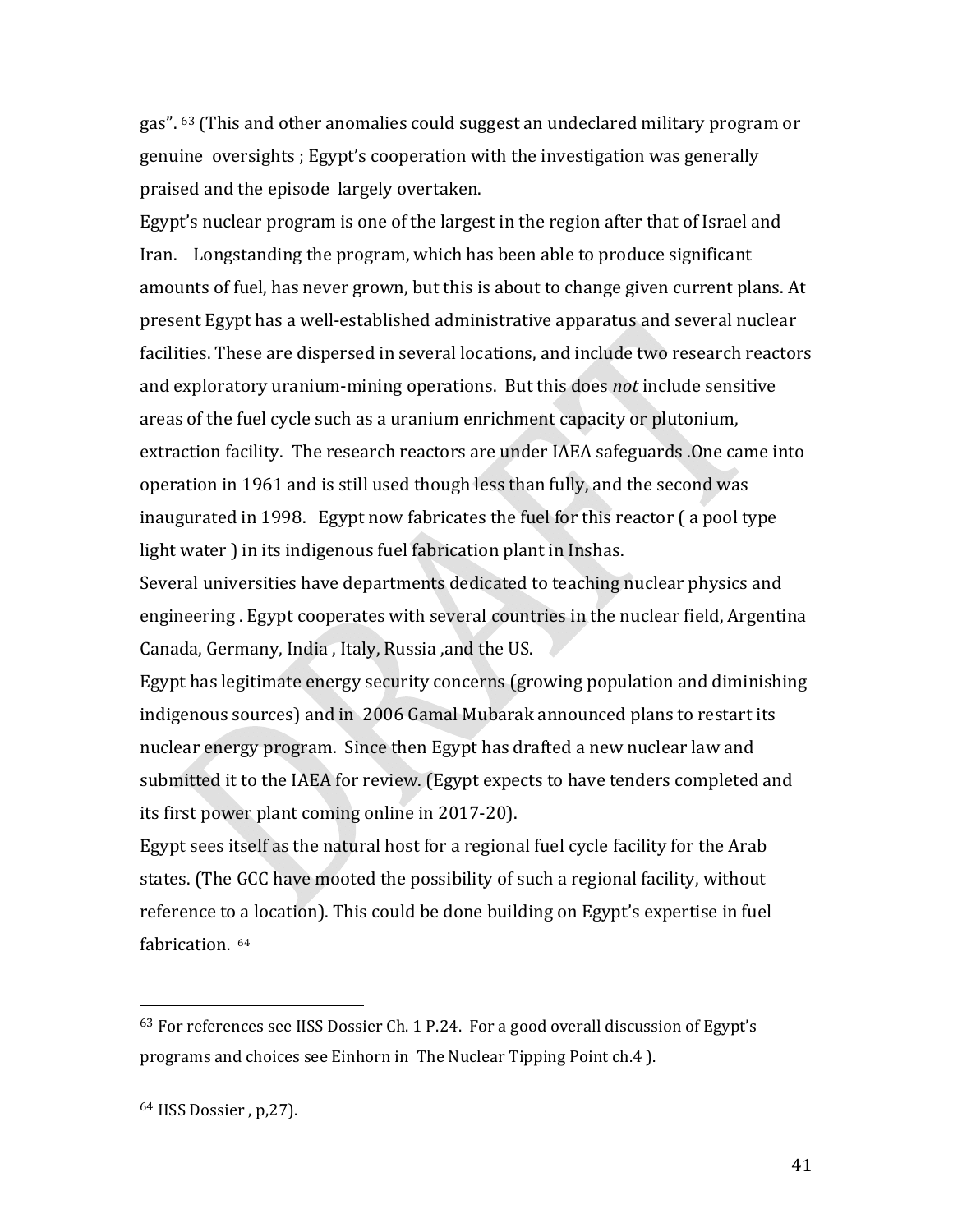gas". [63] (This and other anomalies could suggest an undeclared military program or genuine oversights ; Egypt's cooperation with the investigation was generally praised and the episode largely overtaken.

Egypt's nuclear program is one of the largest in the region after that of Israel and Iran. Longstanding the program, which has been able to produce significant amounts of fuel, has never grown, but this is about to change given current plans. At present Egypt has a well-established administrative apparatus and several nuclear facilities. These are dispersed in several locations, and include two research reactors and exploratory uranium-mining operations. But this does *not* include sensitive areas of the fuel cycle such as a uranium enrichment capacity or plutonium, extraction facility. The research reactors are under IAEA safeguards .One came into operation in 1961 and is still used though less than fully, and the second was inaugurated in 1998. Egypt now fabricates the fuel for this reactor ( a pool type light water ) in its indigenous fuel fabrication plant in Inshas.

Several universities have departments dedicated to teaching nuclear physics and engineering . Egypt cooperates with several countries in the nuclear field, Argentina Canada, Germany, India , Italy, Russia ,and the US.

Egypt has legitimate energy security concerns (growing population and diminishing indigenous sources) and in 2006 Gamal Mubarak announced plans to restart its nuclear energy program. Since then Egypt has drafted a new nuclear law and submitted it to the IAEA for review. (Egypt expects to have tenders completed and its first power plant coming online in 2017-20).

Egypt sees itself as the natural host for a regional fuel cycle facility for the Arab states. (The GCC have mooted the possibility of such a regional facility, without reference to a location). This could be done building on Egypt's expertise in fuel fabrication. [64]

---

[63] For references see IISS Dossier Ch. 1 P.24. For a good overall discussion of Egypt's programs and choices see Einhorn in The Nuclear Tipping Point ch.4 ).

[64] IISS Dossier , p,27).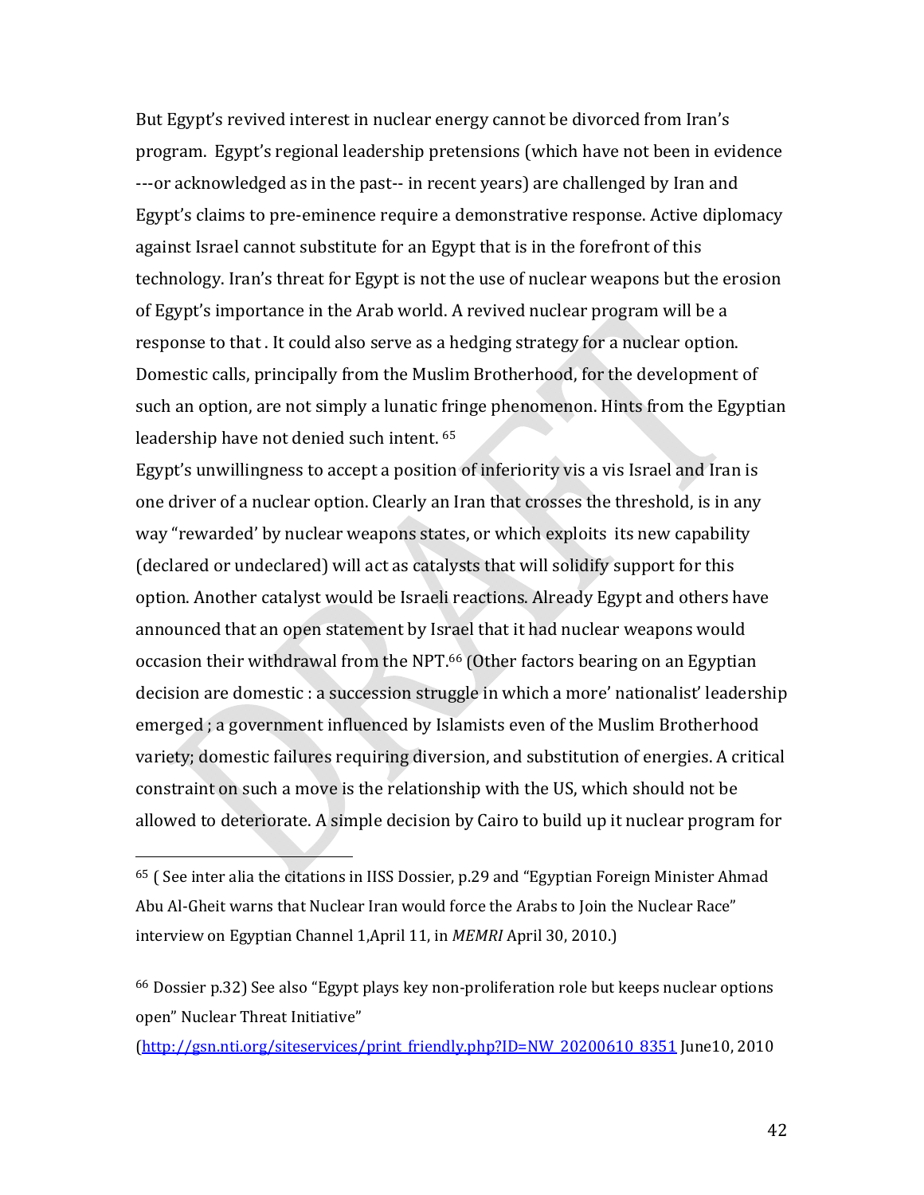But Egypt's revived interest in nuclear energy cannot be divorced from Iran's program. Egypt's regional leadership pretensions (which have not been in evidence ---or acknowledged as in the past-- in recent years) are challenged by Iran and Egypt's claims to pre-eminence require a demonstrative response. Active diplomacy against Israel cannot substitute for an Egypt that is in the forefront of this technology. Iran's threat for Egypt is not the use of nuclear weapons but the erosion of Egypt's importance in the Arab world. A revived nuclear program will be a response to that . It could also serve as a hedging strategy for a nuclear option. Domestic calls, principally from the Muslim Brotherhood, for the development of such an option, are not simply a lunatic fringe phenomenon. Hints from the Egyptian leadership have not denied such intent. [65]

Egypt's unwillingness to accept a position of inferiority vis a vis Israel and Iran is one driver of a nuclear option. Clearly an Iran that crosses the threshold, is in any way "rewarded' by nuclear weapons states, or which exploits its new capability (declared or undeclared) will act as catalysts that will solidify support for this option. Another catalyst would be Israeli reactions. Already Egypt and others have announced that an open statement by Israel that it had nuclear weapons would occasion their withdrawal from the NPT.[66] (Other factors bearing on an Egyptian decision are domestic : a succession struggle in which a more' nationalist' leadership emerged ; a government influenced by Islamists even of the Muslim Brotherhood variety; domestic failures requiring diversion, and substitution of energies. A critical constraint on such a move is the relationship with the US, which should not be allowed to deteriorate. A simple decision by Cairo to build up it nuclear program for

---

[65] ( See inter alia the citations in IISS Dossier, p.29 and "Egyptian Foreign Minister Ahmad Abu Al-Gheit warns that Nuclear Iran would force the Arabs to Join the Nuclear Race" interview on Egyptian Channel 1,April 11, in *MEMRI* April 30, 2010.)

[66] Dossier p.32) See also "Egypt plays key non-proliferation role but keeps nuclear options open" Nuclear Threat Initiative" (http://gsn.nti.org/siteservices/print_friendly.php?ID=NW_20200610_8351 June10, 2010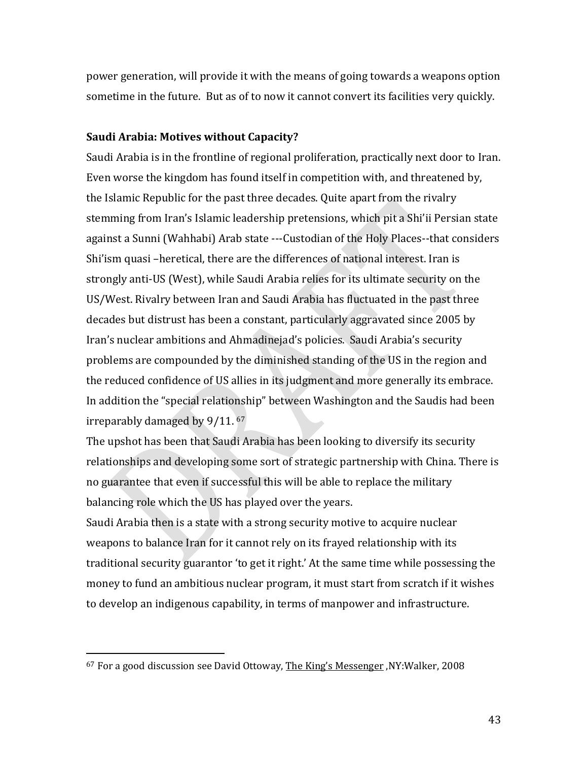power generation, will provide it with the means of going towards a weapons option sometime in the future. But as of to now it cannot convert its facilities very quickly.

**Saudi Arabia: Motives without Capacity?**

Saudi Arabia is in the frontline of regional proliferation, practically next door to Iran. Even worse the kingdom has found itself in competition with, and threatened by, the Islamic Republic for the past three decades. Quite apart from the rivalry stemming from Iran's Islamic leadership pretensions, which pit a Shi'ii Persian state against a Sunni (Wahhabi) Arab state ---Custodian of the Holy Places--that considers Shi'ism quasi –heretical, there are the differences of national interest. Iran is strongly anti-US (West), while Saudi Arabia relies for its ultimate security on the US/West. Rivalry between Iran and Saudi Arabia has fluctuated in the past three decades but distrust has been a constant, particularly aggravated since 2005 by Iran's nuclear ambitions and Ahmadinejad's policies. Saudi Arabia's security problems are compounded by the diminished standing of the US in the region and the reduced confidence of US allies in its judgment and more generally its embrace. In addition the "special relationship" between Washington and the Saudis had been irreparably damaged by 9/11. [67]

The upshot has been that Saudi Arabia has been looking to diversify its security relationships and developing some sort of strategic partnership with China. There is no guarantee that even if successful this will be able to replace the military balancing role which the US has played over the years.

Saudi Arabia then is a state with a strong security motive to acquire nuclear weapons to balance Iran for it cannot rely on its frayed relationship with its traditional security guarantor 'to get it right.' At the same time while possessing the money to fund an ambitious nuclear program, it must start from scratch if it wishes to develop an indigenous capability, in terms of manpower and infrastructure.

---

[67] For a good discussion see David Ottoway, The King's Messenger ,NY:Walker, 2008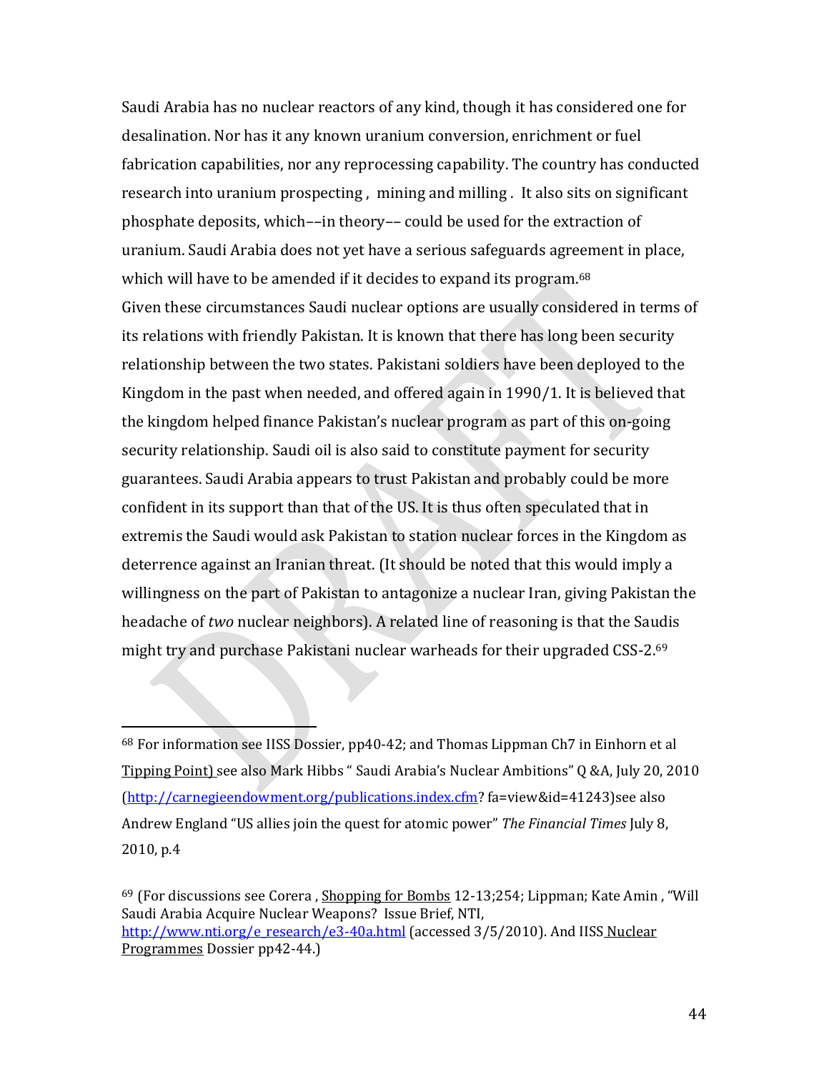Saudi Arabia has no nuclear reactors of any kind, though it has considered one for desalination. Nor has it any known uranium conversion, enrichment or fuel fabrication capabilities, nor any reprocessing capability. The country has conducted research into uranium prospecting , mining and milling . It also sits on significant phosphate deposits, which––in theory–– could be used for the extraction of uranium. Saudi Arabia does not yet have a serious safeguards agreement in place, which will have to be amended if it decides to expand its program.[68]
Given these circumstances Saudi nuclear options are usually considered in terms of its relations with friendly Pakistan. It is known that there has long been security relationship between the two states. Pakistani soldiers have been deployed to the Kingdom in the past when needed, and offered again in 1990/1. It is believed that the kingdom helped finance Pakistan's nuclear program as part of this on-going security relationship. Saudi oil is also said to constitute payment for security guarantees. Saudi Arabia appears to trust Pakistan and probably could be more confident in its support than that of the US. It is thus often speculated that in extremis the Saudi would ask Pakistan to station nuclear forces in the Kingdom as deterrence against an Iranian threat. (It should be noted that this would imply a willingness on the part of Pakistan to antagonize a nuclear Iran, giving Pakistan the headache of *two* nuclear neighbors). A related line of reasoning is that the Saudis might try and purchase Pakistani nuclear warheads for their upgraded CSS-2.[69]

---

[68] For information see IISS Dossier, pp40-42; and Thomas Lippman Ch7 in Einhorn et al Tipping Point) see also Mark Hibbs " Saudi Arabia's Nuclear Ambitions" Q &A, July 20, 2010 (http://carnegieendowment.org/publications.index.cfm? fa=view&id=41243)see also Andrew England "US allies join the quest for atomic power" *The Financial Times* July 8, 2010, p.4

[69] (For discussions see Corera , Shopping for Bombs 12-13;254; Lippman; Kate Amin , "Will Saudi Arabia Acquire Nuclear Weapons? Issue Brief, NTI, http://www.nti.org/e_research/e3-40a.html (accessed 3/5/2010). And IISS Nuclear Programmes Dossier pp42-44.)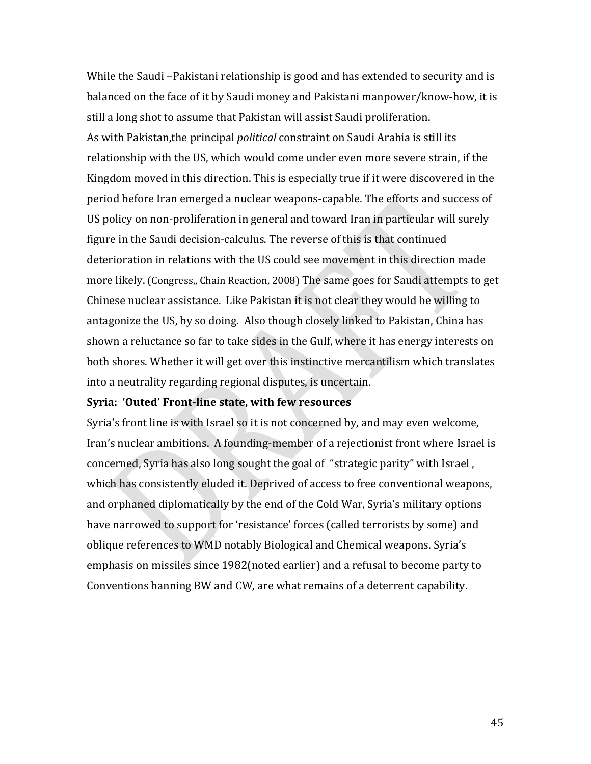While the Saudi –Pakistani relationship is good and has extended to security and is balanced on the face of it by Saudi money and Pakistani manpower/know-how, it is still a long shot to assume that Pakistan will assist Saudi proliferation.

As with Pakistan,the principal *political* constraint on Saudi Arabia is still its relationship with the US, which would come under even more severe strain, if the Kingdom moved in this direction. This is especially true if it were discovered in the period before Iran emerged a nuclear weapons-capable. The efforts and success of US policy on non-proliferation in general and toward Iran in particular will surely figure in the Saudi decision-calculus. The reverse of this is that continued deterioration in relations with the US could see movement in this direction made more likely. (Congress,, Chain Reaction, 2008) The same goes for Saudi attempts to get Chinese nuclear assistance. Like Pakistan it is not clear they would be willing to antagonize the US, by so doing. Also though closely linked to Pakistan, China has shown a reluctance so far to take sides in the Gulf, where it has energy interests on both shores. Whether it will get over this instinctive mercantilism which translates into a neutrality regarding regional disputes, is uncertain.

**Syria: 'Outed' Front-line state, with few resources**

Syria's front line is with Israel so it is not concerned by, and may even welcome, Iran's nuclear ambitions. A founding-member of a rejectionist front where Israel is concerned, Syria has also long sought the goal of "strategic parity" with Israel , which has consistently eluded it. Deprived of access to free conventional weapons, and orphaned diplomatically by the end of the Cold War, Syria's military options have narrowed to support for 'resistance' forces (called terrorists by some) and oblique references to WMD notably Biological and Chemical weapons. Syria's emphasis on missiles since 1982(noted earlier) and a refusal to become party to Conventions banning BW and CW, are what remains of a deterrent capability.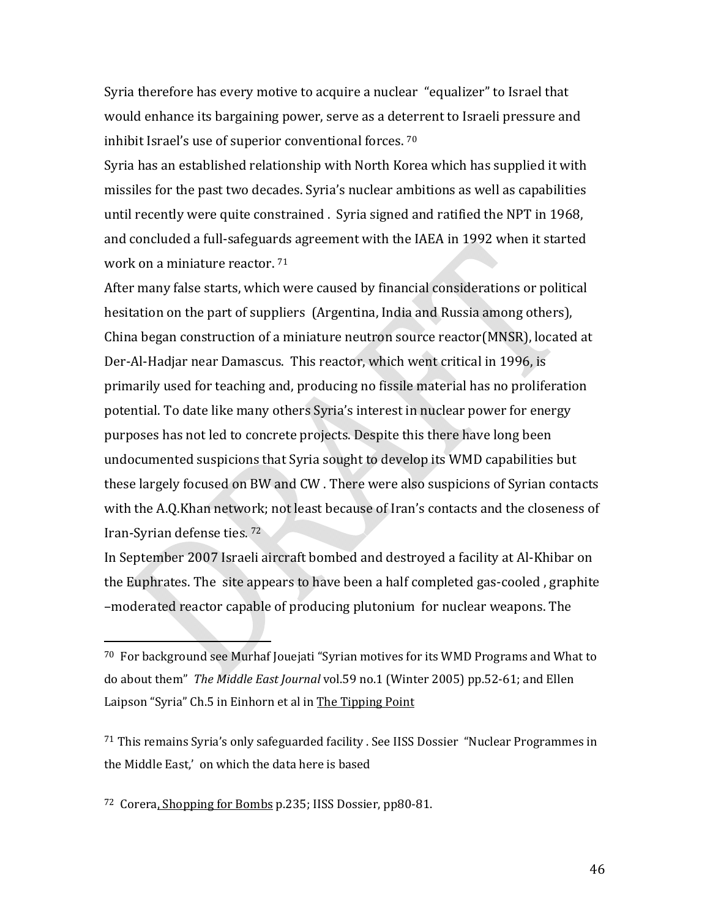Syria therefore has every motive to acquire a nuclear "equalizer" to Israel that would enhance its bargaining power, serve as a deterrent to Israeli pressure and inhibit Israel's use of superior conventional forces. [70]

Syria has an established relationship with North Korea which has supplied it with missiles for the past two decades. Syria's nuclear ambitions as well as capabilities until recently were quite constrained . Syria signed and ratified the NPT in 1968, and concluded a full-safeguards agreement with the IAEA in 1992 when it started work on a miniature reactor. [71]

After many false starts, which were caused by financial considerations or political hesitation on the part of suppliers (Argentina, India and Russia among others), China began construction of a miniature neutron source reactor(MNSR), located at Der-Al-Hadjar near Damascus. This reactor, which went critical in 1996, is primarily used for teaching and, producing no fissile material has no proliferation potential. To date like many others Syria's interest in nuclear power for energy purposes has not led to concrete projects. Despite this there have long been undocumented suspicions that Syria sought to develop its WMD capabilities but these largely focused on BW and CW . There were also suspicions of Syrian contacts with the A.Q.Khan network; not least because of Iran's contacts and the closeness of Iran-Syrian defense ties. [72]

In September 2007 Israeli aircraft bombed and destroyed a facility at Al-Khibar on the Euphrates. The site appears to have been a half completed gas-cooled , graphite –moderated reactor capable of producing plutonium for nuclear weapons. The

---

[70] For background see Murhaf Jouejati "Syrian motives for its WMD Programs and What to do about them" *The Middle East Journal* vol.59 no.1 (Winter 2005) pp.52-61; and Ellen Laipson "Syria" Ch.5 in Einhorn et al in The Tipping Point

[71] This remains Syria's only safeguarded facility . See IISS Dossier "Nuclear Programmes in the Middle East,' on which the data here is based

[72] Corera, Shopping for Bombs p.235; IISS Dossier, pp80-81.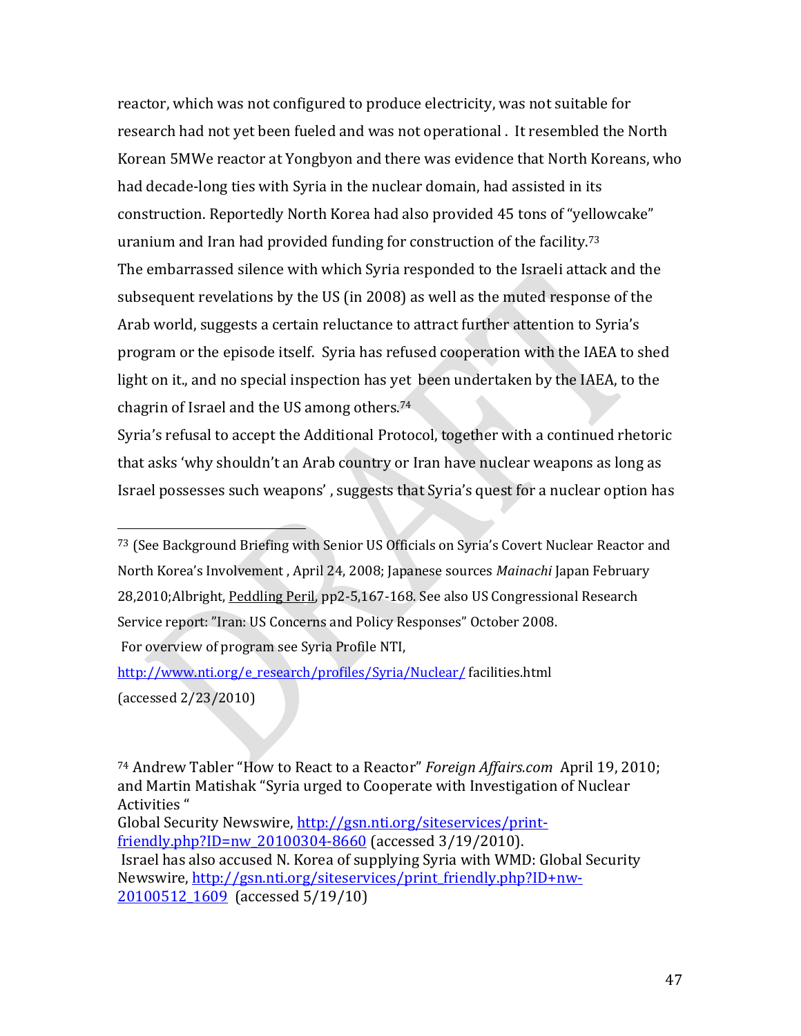reactor, which was not configured to produce electricity, was not suitable for research had not yet been fueled and was not operational . It resembled the North Korean 5MWe reactor at Yongbyon and there was evidence that North Koreans, who had decade-long ties with Syria in the nuclear domain, had assisted in its construction. Reportedly North Korea had also provided 45 tons of "yellowcake" uranium and Iran had provided funding for construction of the facility.[73]

The embarrassed silence with which Syria responded to the Israeli attack and the subsequent revelations by the US (in 2008) as well as the muted response of the Arab world, suggests a certain reluctance to attract further attention to Syria's program or the episode itself. Syria has refused cooperation with the IAEA to shed light on it., and no special inspection has yet been undertaken by the IAEA, to the chagrin of Israel and the US among others.[74]

Syria's refusal to accept the Additional Protocol, together with a continued rhetoric that asks 'why shouldn't an Arab country or Iran have nuclear weapons as long as Israel possesses such weapons' , suggests that Syria's quest for a nuclear option has

---

[73] (See Background Briefing with Senior US Officials on Syria's Covert Nuclear Reactor and North Korea's Involvement , April 24, 2008; Japanese sources *Mainachi* Japan February 28,2010;Albright, Peddling Peril, pp2-5,167-168. See also US Congressional Research Service report: "Iran: US Concerns and Policy Responses" October 2008.

For overview of program see Syria Profile NTI,

http://www.nti.org/e_research/profiles/Syria/Nuclear/ facilities.html

(accessed 2/23/2010)

[74] Andrew Tabler "How to React to a Reactor" *Foreign Affairs.com* April 19, 2010; and Martin Matishak "Syria urged to Cooperate with Investigation of Nuclear Activities "
Global Security Newswire, http://gsn.nti.org/siteservices/print-friendly.php?ID=nw_20100304-8660 (accessed 3/19/2010).
Israel has also accused N. Korea of supplying Syria with WMD: Global Security Newswire, http://gsn.nti.org/siteservices/print_friendly.php?ID+nw-20100512_1609 (accessed 5/19/10)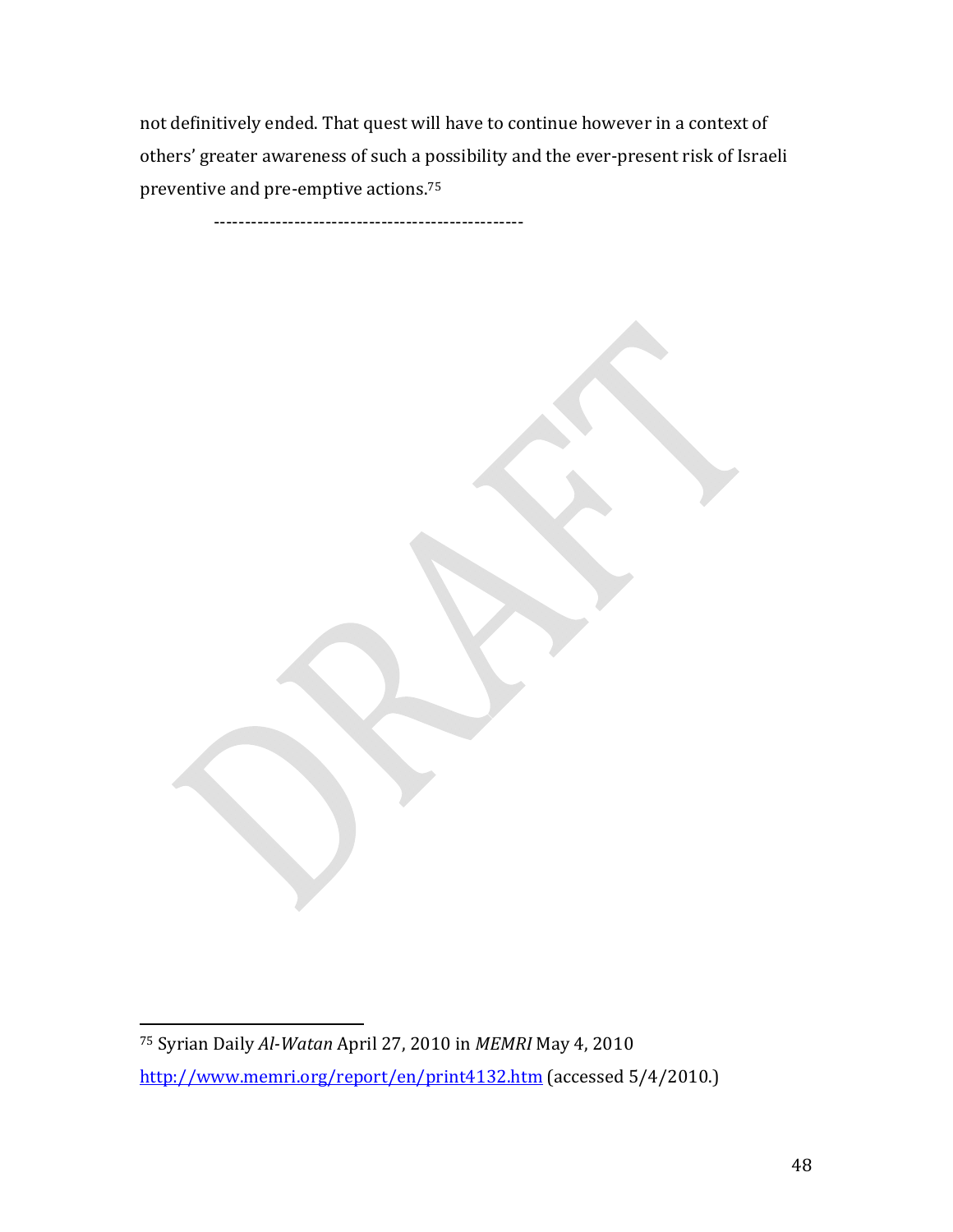not definitively ended. That quest will have to continue however in a context of others' greater awareness of such a possibility and the ever-present risk of Israeli preventive and pre-emptive actions.[75]

-------------------------------------------------

[75] Syrian Daily *Al-Watan* April 27, 2010 in *MEMRI* May 4, 2010 http://www.memri.org/report/en/print4132.htm (accessed 5/4/2010.)